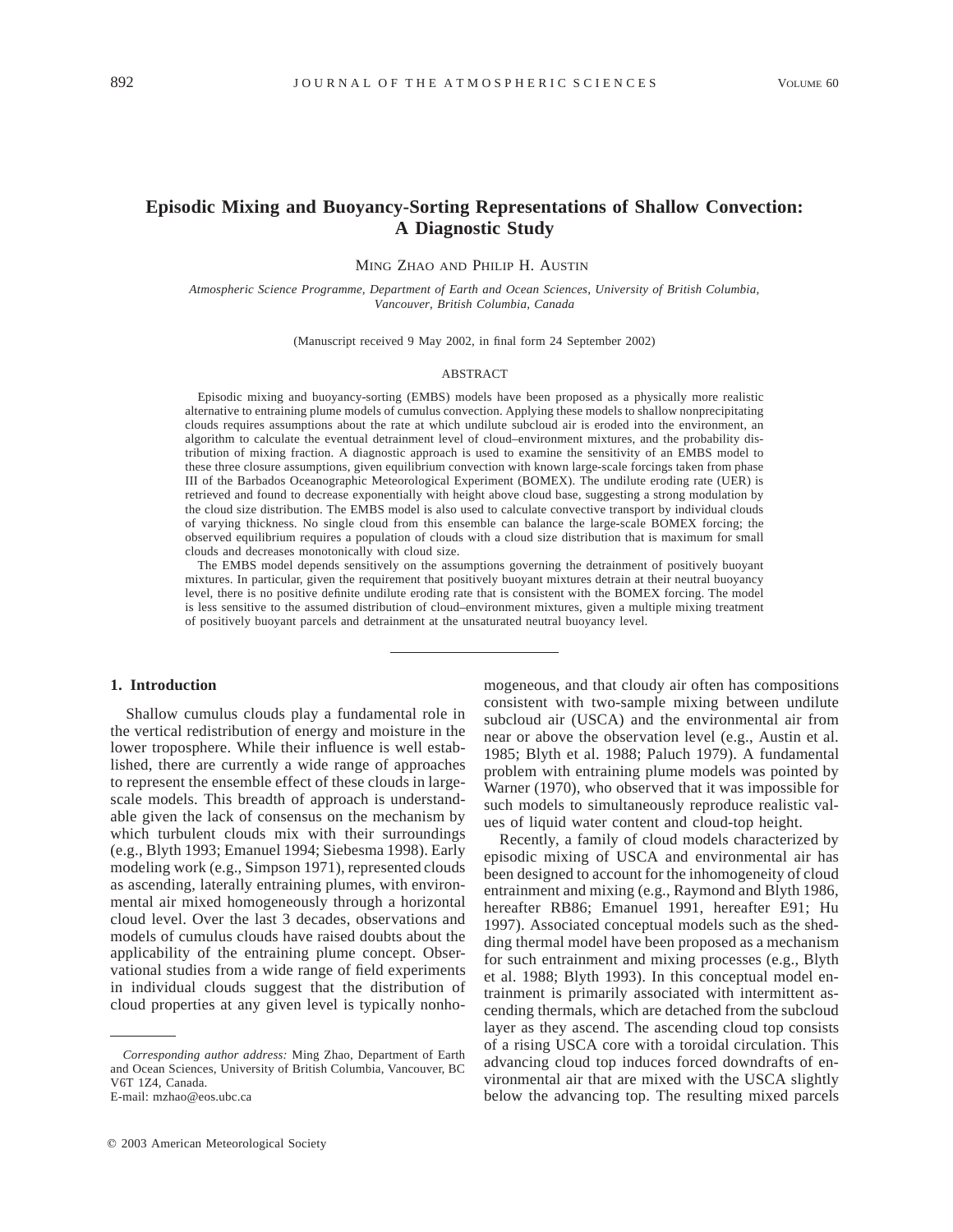# Episodic Mixing and Buoyancy-Sorting Representations of Shallow Convection: A Diagnostic Study

Ming Zhao and Philip H. Austin

*Atmospheric Science Programme, Department of Earth and Ocean Sciences, University of British Columbia, Vancouver, British Columbia, Canada*

(Manuscript received 9 May 2002, in final form 24 September 2002)

## ABSTRACT

Episodic mixing and buoyancy-sorting (EMBS) models have been proposed as a physically more realistic alternative to entraining plume models of cumulus convection. Applying these models to shallow nonprecipitating clouds requires assumptions about the rate at which undilute subcloud air is eroded into the environment, an algorithm to calculate the eventual detrainment level of cloud–environment mixtures, and the probability distribution of mixing fraction. A diagnostic approach is used to examine the sensitivity of an EMBS model to these three closure assumptions, given equilibrium convection with known large-scale forcings taken from phase III of the Barbados Oceanographic Meteorological Experiment (BOMEX). The undilute eroding rate (UER) is retrieved and found to decrease exponentially with height above cloud base, suggesting a strong modulation by the cloud size distribution. The EMBS model is also used to calculate convective transport by individual clouds of varying thickness. No single cloud from this ensemble can balance the large-scale BOMEX forcing; the observed equilibrium requires a population of clouds with a cloud size distribution that is maximum for small clouds and decreases monotonically with cloud size.

The EMBS model depends sensitively on the assumptions governing the detrainment of positively buoyant mixtures. In particular, given the requirement that positively buoyant mixtures detrain at their neutral buoyancy level, there is no positive definite undilute eroding rate that is consistent with the BOMEX forcing. The model is less sensitive to the assumed distribution of cloud–environment mixtures, given a multiple mixing treatment of positively buoyant parcels and detrainment at the unsaturated neutral buoyancy level.

## 1. Introduction

Shallow cumulus clouds play a fundamental role in the vertical redistribution of energy and moisture in the lower troposphere. While their influence is well established, there are currently a wide range of approaches to represent the ensemble effect of these clouds in large-scale models. This breadth of approach is understandable given the lack of consensus on the mechanism by which turbulent clouds mix with their surroundings (e.g., Blyth 1993; Emanuel 1994; Siebesma 1998). Early modeling work (e.g., Simpson 1971), represented clouds as ascending, laterally entraining plumes, with environmental air mixed homogeneously through a horizontal cloud level. Over the last 3 decades, observations and models of cumulus clouds have raised doubts about the applicability of the entraining plume concept. Observational studies from a wide range of field experiments in individual clouds suggest that the distribution of cloud properties at any given level is typically nonhomogeneous, and that cloudy air often has compositions consistent with two-sample mixing between undilute subcloud air (USCA) and the environmental air from near or above the observation level (e.g., Austin et al. 1985; Blyth et al. 1988; Paluch 1979). A fundamental problem with entraining plume models was pointed by Warner (1970), who observed that it was impossible for such models to simultaneously reproduce realistic values of liquid water content and cloud-top height.

Recently, a family of cloud models characterized by episodic mixing of USCA and environmental air has been designed to account for the inhomogeneity of cloud entrainment and mixing (e.g., Raymond and Blyth 1986, hereafter RB86; Emanuel 1991, hereafter E91; Hu 1997). Associated conceptual models such as the shedding thermal model have been proposed as a mechanism for such entrainment and mixing processes (e.g., Blyth et al. 1988; Blyth 1993). In this conceptual model entrainment is primarily associated with intermittent ascending thermals, which are detached from the subcloud layer as they ascend. The ascending cloud top consists of a rising USCA core with a toroidal circulation. This advancing cloud top induces forced downdrafts of environmental air that are mixed with the USCA slightly below the advancing top. The resulting mixed parcels

*Corresponding author address:* Ming Zhao, Department of Earth and Ocean Sciences, University of British Columbia, Vancouver, BC V6T 1Z4, Canada.
E-mail: mzhao@eos.ubc.ca

© 2003 American Meteorological Society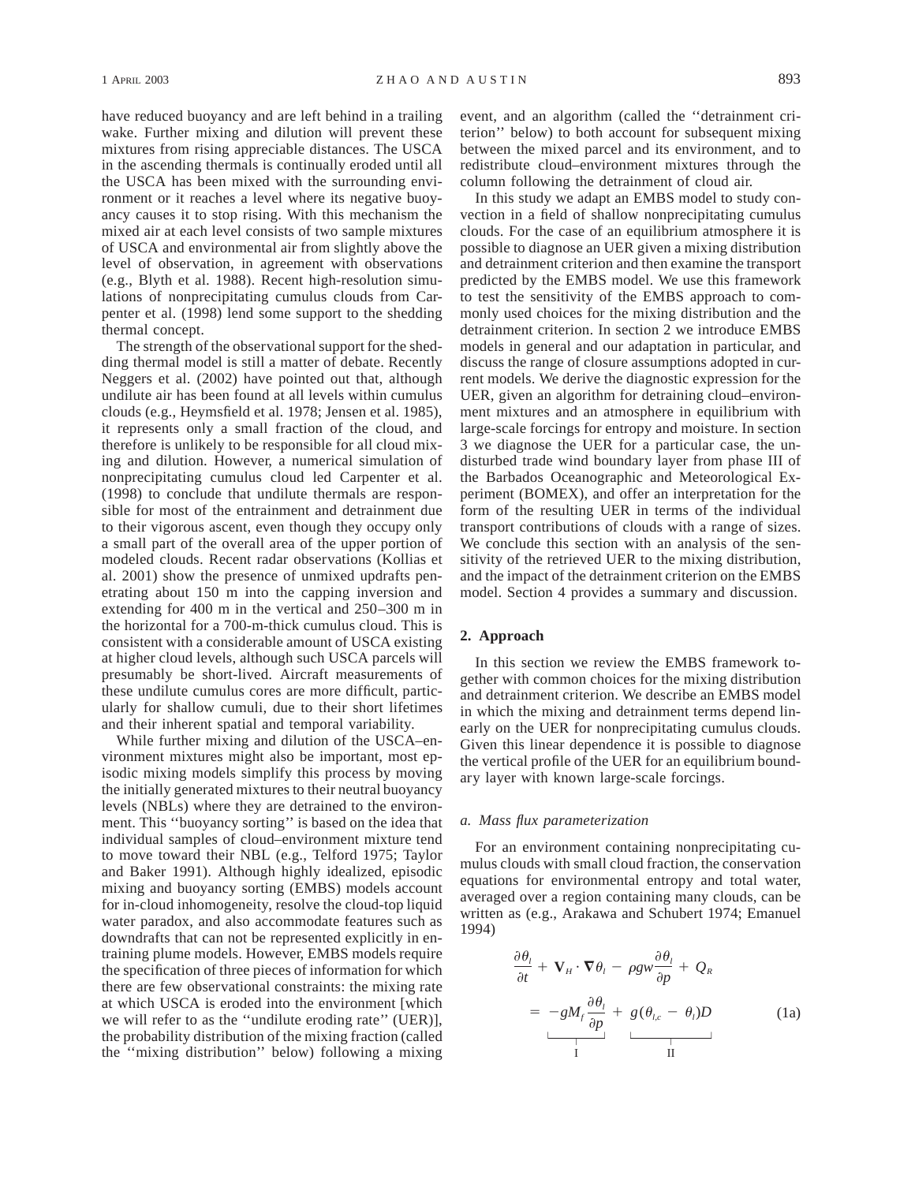have reduced buoyancy and are left behind in a trailing wake. Further mixing and dilution will prevent these mixtures from rising appreciable distances. The USCA in the ascending thermals is continually eroded until all the USCA has been mixed with the surrounding environment or it reaches a level where its negative buoyancy causes it to stop rising. With this mechanism the mixed air at each level consists of two sample mixtures of USCA and environmental air from slightly above the level of observation, in agreement with observations (e.g., Blyth et al. 1988). Recent high-resolution simulations of nonprecipitating cumulus clouds from Carpenter et al. (1998) lend some support to the shedding thermal concept.

The strength of the observational support for the shedding thermal model is still a matter of debate. Recently Neggers et al. (2002) have pointed out that, although undilute air has been found at all levels within cumulus clouds (e.g., Heymsfield et al. 1978; Jensen et al. 1985), it represents only a small fraction of the cloud, and therefore is unlikely to be responsible for all cloud mixing and dilution. However, a numerical simulation of nonprecipitating cumulus cloud led Carpenter et al. (1998) to conclude that undilute thermals are responsible for most of the entrainment and detrainment due to their vigorous ascent, even though they occupy only a small part of the overall area of the upper portion of modeled clouds. Recent radar observations (Kollias et al. 2001) show the presence of unmixed updrafts penetrating about 150 m into the capping inversion and extending for 400 m in the vertical and 250–300 m in the horizontal for a 700-m-thick cumulus cloud. This is consistent with a considerable amount of USCA existing at higher cloud levels, although such USCA parcels will presumably be short-lived. Aircraft measurements of these undilute cumulus cores are more difficult, particularly for shallow cumuli, due to their short lifetimes and their inherent spatial and temporal variability.

While further mixing and dilution of the USCA–environment mixtures might also be important, most episodic mixing models simplify this process by moving the initially generated mixtures to their neutral buoyancy levels (NBLs) where they are detrained to the environment. This ''buoyancy sorting'' is based on the idea that individual samples of cloud–environment mixture tend to move toward their NBL (e.g., Telford 1975; Taylor and Baker 1991). Although highly idealized, episodic mixing and buoyancy sorting (EMBS) models account for in-cloud inhomogeneity, resolve the cloud-top liquid water paradox, and also accommodate features such as downdrafts that can not be represented explicitly in entraining plume models. However, EMBS models require the specification of three pieces of information for which there are few observational constraints: the mixing rate at which USCA is eroded into the environment [which we will refer to as the ''undilute eroding rate'' (UER)], the probability distribution of the mixing fraction (called the ''mixing distribution'' below) following a mixing event, and an algorithm (called the ''detrainment criterion'' below) to both account for subsequent mixing between the mixed parcel and its environment, and to redistribute cloud–environment mixtures through the column following the detrainment of cloud air.

In this study we adapt an EMBS model to study convection in a field of shallow nonprecipitating cumulus clouds. For the case of an equilibrium atmosphere it is possible to diagnose an UER given a mixing distribution and detrainment criterion and then examine the transport predicted by the EMBS model. We use this framework to test the sensitivity of the EMBS approach to commonly used choices for the mixing distribution and the detrainment criterion. In section 2 we introduce EMBS models in general and our adaptation in particular, and discuss the range of closure assumptions adopted in current models. We derive the diagnostic expression for the UER, given an algorithm for detraining cloud–environment mixtures and an atmosphere in equilibrium with large-scale forcings for entropy and moisture. In section 3 we diagnose the UER for a particular case, the undisturbed trade wind boundary layer from phase III of the Barbados Oceanographic and Meteorological Experiment (BOMEX), and offer an interpretation for the form of the resulting UER in terms of the individual transport contributions of clouds with a range of sizes. We conclude this section with an analysis of the sensitivity of the retrieved UER to the mixing distribution, and the impact of the detrainment criterion on the EMBS model. Section 4 provides a summary and discussion.

## 2. Approach

In this section we review the EMBS framework together with common choices for the mixing distribution and detrainment criterion. We describe an EMBS model in which the mixing and detrainment terms depend linearly on the UER for nonprecipitating cumulus clouds. Given this linear dependence it is possible to diagnose the vertical profile of the UER for an equilibrium boundary layer with known large-scale forcings.

### *a. Mass flux parameterization*

For an environment containing nonprecipitating cumulus clouds with small cloud fraction, the conservation equations for environmental entropy and total water, averaged over a region containing many clouds, can be written as (e.g., Arakawa and Schubert 1974; Emanuel 1994)

$$
\frac{\partial \theta_l}{\partial t} + \mathbf{V}_H \cdot \nabla \theta_l - \rho g w \frac{\partial \theta_l}{\partial p} + Q_R = \underbrace{-g M_f \frac{\partial \theta_l}{\partial p}}_{\text{I}} + \underbrace{g(\theta_{l,c} - \theta_l) D}_{\text{II}} \tag{1a}
$$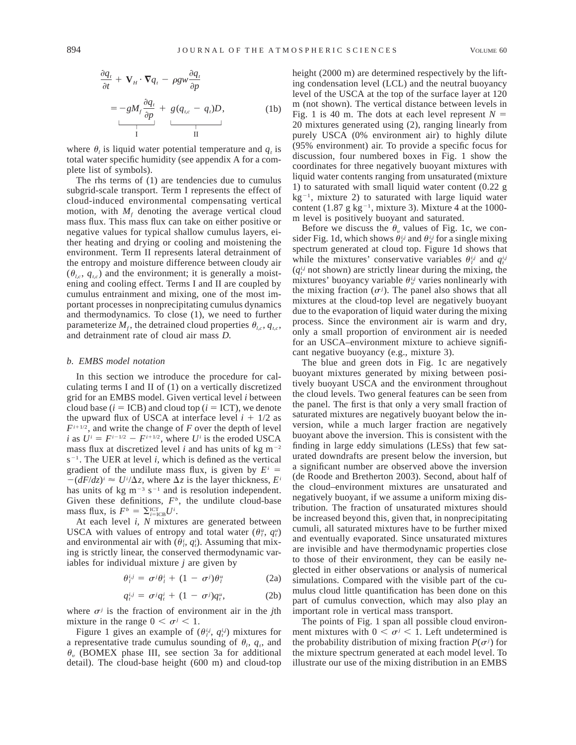$$\frac{\partial q_t}{\partial t} + \mathbf{V}_H \cdot \nabla q_t - \rho g w \frac{\partial q_t}{\partial p} = \underbrace{-gM_f \frac{\partial q_t}{\partial p}}_{\text{I}} + \underbrace{g(q_{t,c} - q_t)D}_{\text{II}}, \tag{1b}$$

where $\theta_l$ is liquid water potential temperature and $q_t$ is total water specific humidity (see appendix A for a complete list of symbols).

The rhs terms of (1) are tendencies due to cumulus subgrid-scale transport. Term I represents the effect of cloud-induced environmental compensating vertical motion, with $M_f$ denoting the average vertical cloud mass flux. This mass flux can take on either positive or negative values for typical shallow cumulus layers, either heating and drying or cooling and moistening the environment. Term II represents lateral detrainment of the entropy and moisture difference between cloudy air ($\theta_{l,c}$, $q_{t,c}$) and the environment; it is generally a moistening and cooling effect. Terms I and II are coupled by cumulus entrainment and mixing, one of the most important processes in nonprecipitating cumulus dynamics and thermodynamics. To close (1), we need to further parameterize $M_f$, the detrained cloud properties $\theta_{l,c}$, $q_{t,c}$, and detrainment rate of cloud air mass $D$.

### *b. EMBS model notation*

In this section we introduce the procedure for calculating terms I and II of (1) on a vertically discretized grid for an EMBS model. Given vertical level $i$ between cloud base ($i$ = ICB) and cloud top ($i$ = ICT), we denote the upward flux of USCA at interface level $i + 1/2$ as $F^{i+1/2}$, and write the change of $F$ over the depth of level $i$ as $U^i = F^{i-1/2} - F^{i+1/2}$, where $U^i$ is the eroded USCA mass flux at discretized level $i$ and has units of kg m$^{-2}$ s$^{-1}$. The UER at level $i$, which is defined as the vertical gradient of the undilute mass flux, is given by $E^i = -(dF/dz)^i \approx U^i/\Delta z$, where $\Delta z$ is the layer thickness, $E^i$ has units of kg m$^{-3}$ s$^{-1}$ and is resolution independent. Given these definitions, $F^b$, the undilute cloud-base mass flux, is $F^b = \sum_{i=\text{ICB}}^{\text{ICT}} U^i$.

At each level $i$, $N$ mixtures are generated between USCA with values of entropy and total water ($\theta_l^u$, $q_t^u$) and environmental air with ($\theta_l^i$, $q_t^i$). Assuming that mixing is strictly linear, the conserved thermodynamic variables for individual mixture $j$ are given by

$$\theta_l^{i,j} = \sigma^j \theta_l^i + (1 - \sigma^j)\theta_l^u \tag{2a}$$

$$q_t^{i,j} = \sigma^j q_t^i + (1 - \sigma^j)q_t^u, \tag{2b}$$

where $\sigma^j$ is the fraction of environment air in the $j$th mixture in the range $0 < \sigma^j < 1$.

Figure 1 gives an example of ($\theta_l^{i,j}$, $q_t^{i,j}$) mixtures for a representative trade cumulus sounding of $\theta_l$, $q_t$, and $\theta_v$ (BOMEX phase III, see section 3a for additional detail). The cloud-base height (600 m) and cloud-top height (2000 m) are determined respectively by the lifting condensation level (LCL) and the neutral buoyancy level of the USCA at the top of the surface layer at 120 m (not shown). The vertical distance between levels in Fig. 1 is 40 m. The dots at each level represent $N$ = 20 mixtures generated using (2), ranging linearly from purely USCA (0% environment air) to highly dilute (95% environment) air. To provide a specific focus for discussion, four numbered boxes in Fig. 1 show the coordinates for three negatively buoyant mixtures with liquid water contents ranging from unsaturated (mixture 1) to saturated with small liquid water content (0.22 g kg$^{-1}$, mixture 2) to saturated with large liquid water content (1.87 g kg$^{-1}$, mixture 3). Mixture 4 at the 1000-m level is positively buoyant and saturated.

Before we discuss the $\theta_v$ values of Fig. 1c, we consider Fig. 1d, which shows $\theta_l^{i,j}$ and $\theta_v^{i,j}$ for a single mixing spectrum generated at cloud top. Figure 1d shows that while the mixtures' conservative variables $\theta_l^{i,j}$ and $q_t^{i,j}$ ($q_t^{i,j}$ not shown) are strictly linear during the mixing, the mixtures' buoyancy variable $\theta_v^{i,j}$ varies nonlinearly with the mixing fraction ($\sigma^j$). The panel also shows that all mixtures at the cloud-top level are negatively buoyant due to the evaporation of liquid water during the mixing process. Since the environment air is warm and dry, only a small proportion of environment air is needed for an USCA–environment mixture to achieve significant negative buoyancy (e.g., mixture 3).

The blue and green dots in Fig. 1c are negatively buoyant mixtures generated by mixing between positively buoyant USCA and the environment throughout the cloud levels. Two general features can be seen from the panel. The first is that only a very small fraction of saturated mixtures are negatively buoyant below the inversion, while a much larger fraction are negatively buoyant above the inversion. This is consistent with the finding in large eddy simulations (LESs) that few saturated downdrafts are present below the inversion, but a significant number are observed above the inversion (de Roode and Bretherton 2003). Second, about half of the cloud–environment mixtures are unsaturated and negatively buoyant, if we assume a uniform mixing distribution. The fraction of unsaturated mixtures should be increased beyond this, given that, in nonprecipitating cumuli, all saturated mixtures have to be further mixed and eventually evaporated. Since unsaturated mixtures are invisible and have thermodynamic properties close to those of their environment, they can be easily neglected in either observations or analysis of numerical simulations. Compared with the visible part of the cumulus cloud little quantification has been done on this part of cumulus convection, which may also play an important role in vertical mass transport.

The points of Fig. 1 span all possible cloud environment mixtures with $0 < \sigma^j < 1$. Left undetermined is the probability distribution of mixing fraction $P(\sigma^j)$ for the mixture spectrum generated at each model level. To illustrate our use of the mixing distribution in an EMBS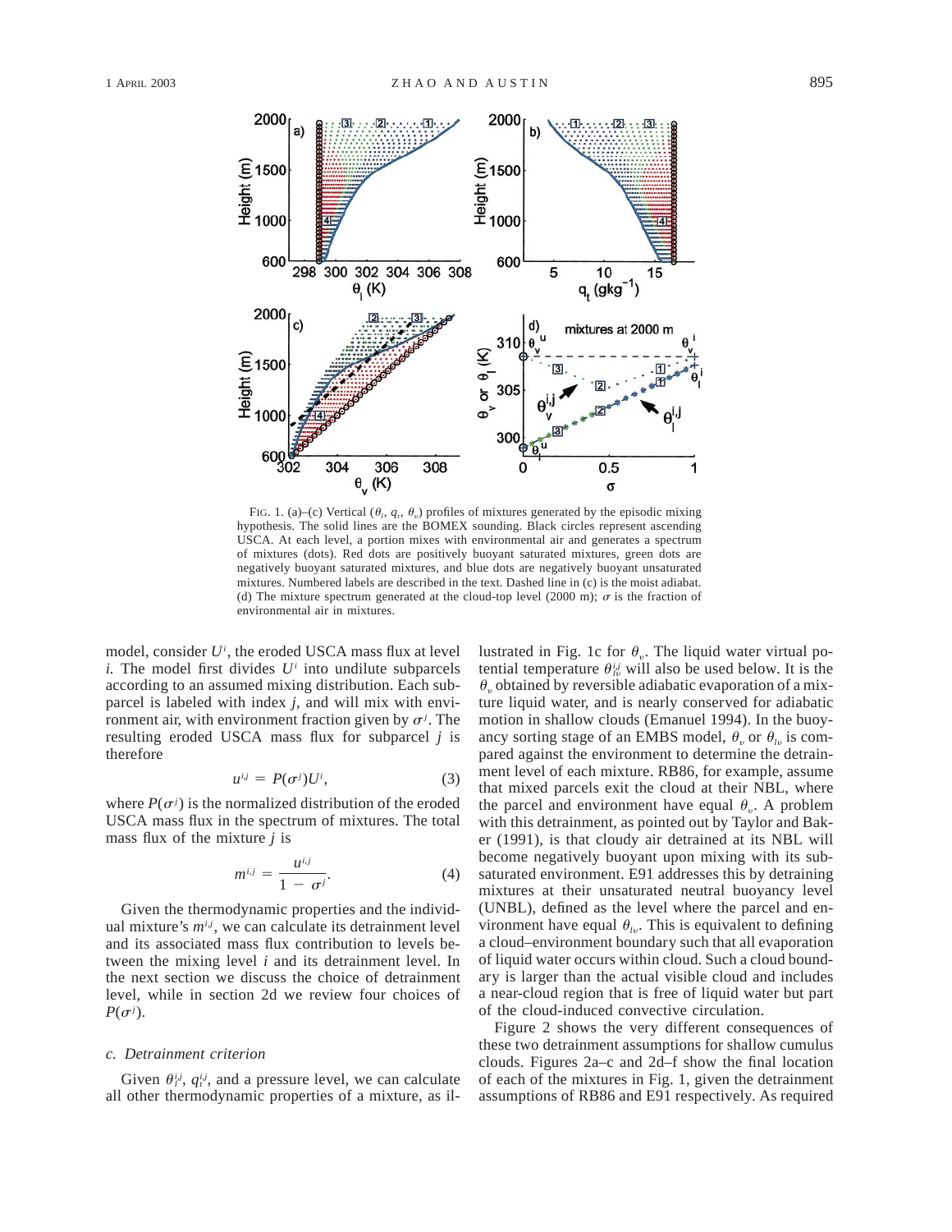FIG. 1. (a)–(c) Vertical ($\theta_l$, $q_t$, $\theta_v$) profiles of mixtures generated by the episodic mixing hypothesis. The solid lines are the BOMEX sounding. Black circles represent ascending USCA. At each level, a portion mixes with environmental air and generates a spectrum of mixtures (dots). Red dots are positively buoyant saturated mixtures, green dots are negatively buoyant saturated mixtures, and blue dots are negatively buoyant unsaturated mixtures. Numbered labels are described in the text. Dashed line in (c) is the moist adiabat. (d) The mixture spectrum generated at the cloud-top level (2000 m); $\sigma$ is the fraction of environmental air in mixtures.

model, consider $U^i$, the eroded USCA mass flux at level $i$. The model first divides $U^i$ into undilute subparcels according to an assumed mixing distribution. Each subparcel is labeled with index $j$, and will mix with environment air, with environment fraction given by $\sigma^j$. The resulting eroded USCA mass flux for subparcel $j$ is therefore

$$u^{i,j} = P(\sigma^j)U^i, \tag{3}$$

where $P(\sigma^j)$ is the normalized distribution of the eroded USCA mass flux in the spectrum of mixtures. The total mass flux of the mixture $j$ is

$$m^{i,j} = \frac{u^{i,j}}{1 - \sigma^j}. \tag{4}$$

Given the thermodynamic properties and the individual mixture's $m^{i,j}$, we can calculate its detrainment level and its associated mass flux contribution to levels between the mixing level $i$ and its detrainment level. In the next section we discuss the choice of detrainment level, while in section 2d we review four choices of $P(\sigma^j)$.

### *c. Detrainment criterion*

Given $\theta_l^{i,j}$, $q_t^{i,j}$, and a pressure level, we can calculate all other thermodynamic properties of a mixture, as illustrated in Fig. 1c for $\theta_v$. The liquid water virtual potential temperature $\theta_{lv}^{i,j}$ will also be used below. It is the $\theta_v$ obtained by reversible adiabatic evaporation of a mixture liquid water, and is nearly conserved for adiabatic motion in shallow clouds (Emanuel 1994). In the buoyancy sorting stage of an EMBS model, $\theta_v$ or $\theta_{lv}$ is compared against the environment to determine the detrainment level of each mixture. RB86, for example, assume that mixed parcels exit the cloud at their NBL, where the parcel and environment have equal $\theta_v$. A problem with this detrainment, as pointed out by Taylor and Baker (1991), is that cloudy air detrained at its NBL will become negatively buoyant upon mixing with its subsaturated environment. E91 addresses this by detraining mixtures at their unsaturated neutral buoyancy level (UNBL), defined as the level where the parcel and environment have equal $\theta_{lv}$. This is equivalent to defining a cloud–environment boundary such that all evaporation of liquid water occurs within cloud. Such a cloud boundary is larger than the actual visible cloud and includes a near-cloud region that is free of liquid water but part of the cloud-induced convective circulation.

Figure 2 shows the very different consequences of these two detrainment assumptions for shallow cumulus clouds. Figures 2a–c and 2d–f show the final location of each of the mixtures in Fig. 1, given the detrainment assumptions of RB86 and E91 respectively. As required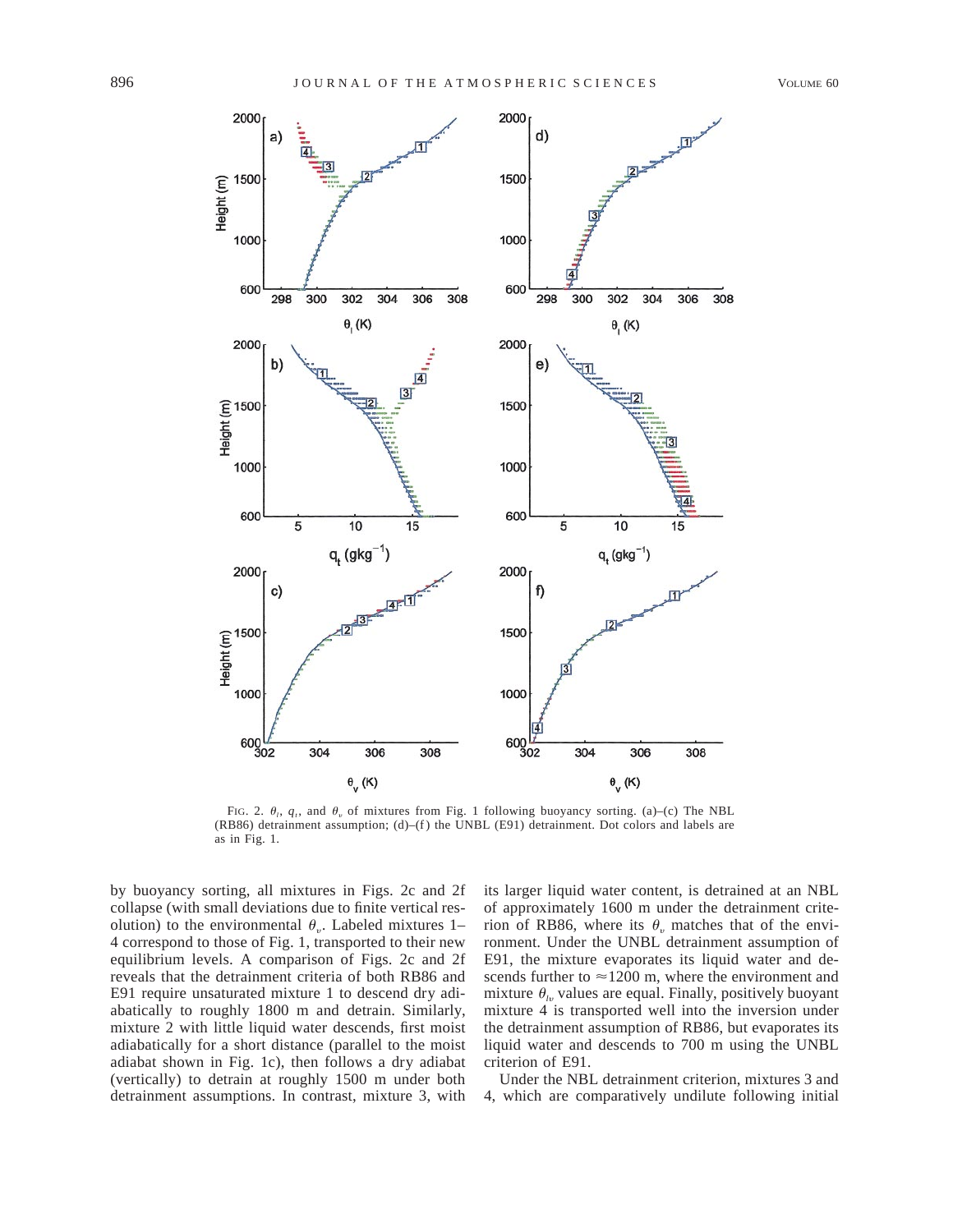FIG. 2. $\theta_l$, $q_t$, and $\theta_v$ of mixtures from Fig. 1 following buoyancy sorting. (a)–(c) The NBL (RB86) detrainment assumption; (d)–(f) the UNBL (E91) detrainment. Dot colors and labels are as in Fig. 1.

by buoyancy sorting, all mixtures in Figs. 2c and 2f collapse (with small deviations due to finite vertical resolution) to the environmental $\theta_v$. Labeled mixtures 1–4 correspond to those of Fig. 1, transported to their new equilibrium levels. A comparison of Figs. 2c and 2f reveals that the detrainment criteria of both RB86 and E91 require unsaturated mixture 1 to descend dry adiabatically to roughly 1800 m and detrain. Similarly, mixture 2 with little liquid water descends, first moist adiabatically for a short distance (parallel to the moist adiabat shown in Fig. 1c), then follows a dry adiabat (vertically) to detrain at roughly 1500 m under both detrainment assumptions. In contrast, mixture 3, with its larger liquid water content, is detrained at an NBL of approximately 1600 m under the detrainment criterion of RB86, where its $\theta_v$ matches that of the environment. Under the UNBL detrainment assumption of E91, the mixture evaporates its liquid water and descends further to $\approx$1200 m, where the environment and mixture $\theta_{lv}$ values are equal. Finally, positively buoyant mixture 4 is transported well into the inversion under the detrainment assumption of RB86, but evaporates its liquid water and descends to 700 m using the UNBL criterion of E91.

Under the NBL detrainment criterion, mixtures 3 and 4, which are comparatively undilute following initial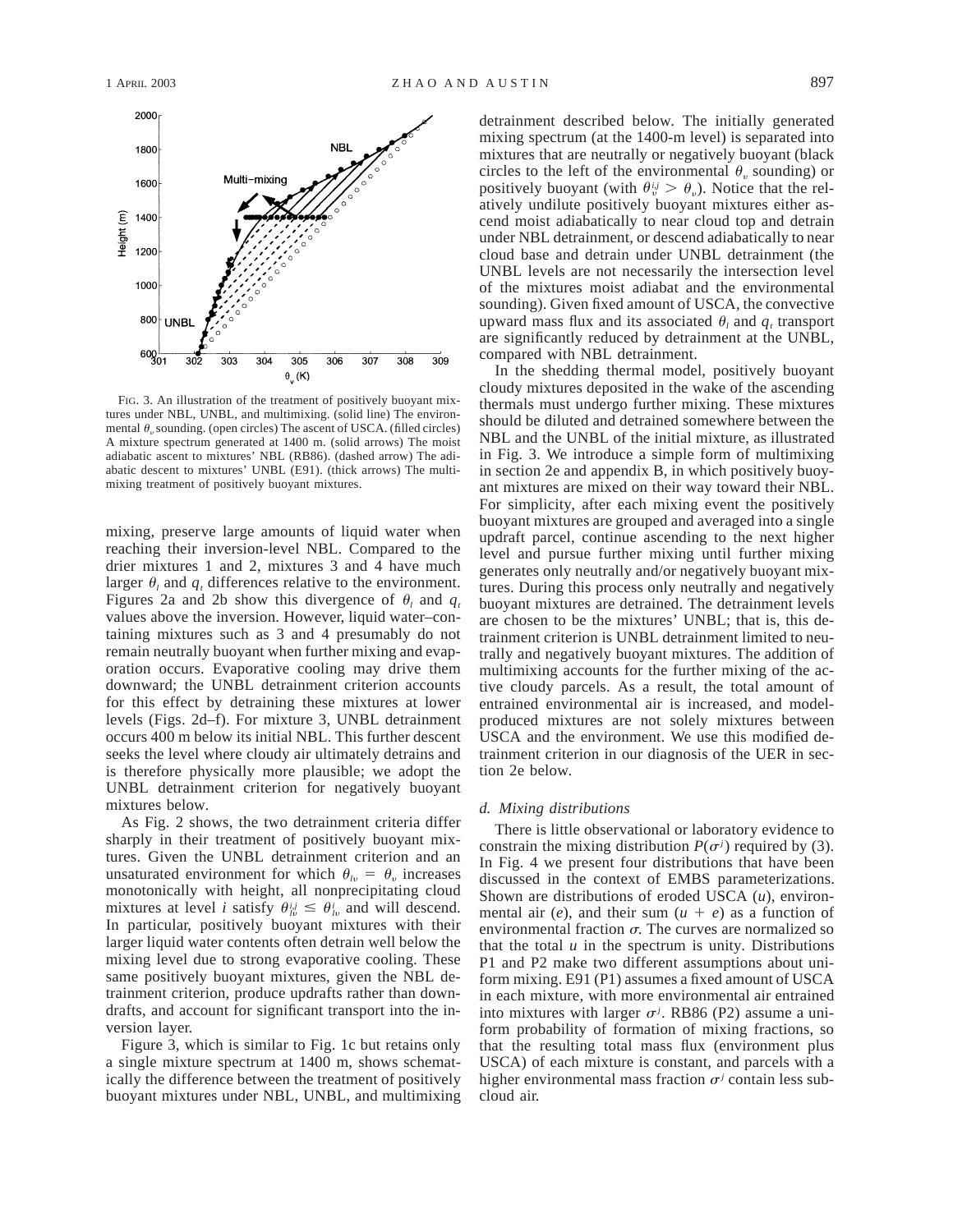FIG. 3. An illustration of the treatment of positively buoyant mixtures under NBL, UNBL, and multimixing. (solid line) The environmental $\theta_v$ sounding. (open circles) The ascent of USCA. (filled circles) A mixture spectrum generated at 1400 m. (solid arrows) The moist adiabatic ascent to mixtures' NBL (RB86). (dashed arrow) The adiabatic descent to mixtures' UNBL (E91). (thick arrows) The multimixing treatment of positively buoyant mixtures.

mixing, preserve large amounts of liquid water when reaching their inversion-level NBL. Compared to the drier mixtures 1 and 2, mixtures 3 and 4 have much larger $\theta_l$ and $q_t$ differences relative to the environment. Figures 2a and 2b show this divergence of $\theta_l$ and $q_t$ values above the inversion. However, liquid water–containing mixtures such as 3 and 4 presumably do not remain neutrally buoyant when further mixing and evaporation occurs. Evaporative cooling may drive them downward; the UNBL detrainment criterion accounts for this effect by detraining these mixtures at lower levels (Figs. 2d–f). For mixture 3, UNBL detrainment occurs 400 m below its initial NBL. This further descent seeks the level where cloudy air ultimately detrains and is therefore physically more plausible; we adopt the UNBL detrainment criterion for negatively buoyant mixtures below.

As Fig. 2 shows, the two detrainment criteria differ sharply in their treatment of positively buoyant mixtures. Given the UNBL detrainment criterion and an unsaturated environment for which $\theta_{lv} = \theta_v$ increases monotonically with height, all nonprecipitating cloud mixtures at level $i$ satisfy $\theta_{lv}^{ij} \leq \theta_{lv}^{i}$ and will descend. In particular, positively buoyant mixtures with their larger liquid water contents often detrain well below the mixing level due to strong evaporative cooling. These same positively buoyant mixtures, given the NBL detrainment criterion, produce updrafts rather than downdrafts, and account for significant transport into the inversion layer.

Figure 3, which is similar to Fig. 1c but retains only a single mixture spectrum at 1400 m, shows schematically the difference between the treatment of positively buoyant mixtures under NBL, UNBL, and multimixing detrainment described below. The initially generated mixing spectrum (at the 1400-m level) is separated into mixtures that are neutrally or negatively buoyant (black circles to the left of the environmental $\theta_v$ sounding) or positively buoyant (with $\theta_v^{ij} > \theta_v$). Notice that the relatively undilute positively buoyant mixtures either ascend moist adiabatically to near cloud top and detrain under NBL detrainment, or descend adiabatically to near cloud base and detrain under UNBL detrainment (the UNBL levels are not necessarily the intersection level of the mixtures moist adiabat and the environmental sounding). Given fixed amount of USCA, the convective upward mass flux and its associated $\theta_l$ and $q_t$ transport are significantly reduced by detrainment at the UNBL, compared with NBL detrainment.

In the shedding thermal model, positively buoyant cloudy mixtures deposited in the wake of the ascending thermals must undergo further mixing. These mixtures should be diluted and detrained somewhere between the NBL and the UNBL of the initial mixture, as illustrated in Fig. 3. We introduce a simple form of multimixing in section 2e and appendix B, in which positively buoyant mixtures are mixed on their way toward their NBL. For simplicity, after each mixing event the positively buoyant mixtures are grouped and averaged into a single updraft parcel, continue ascending to the next higher level and pursue further mixing until further mixing generates only neutrally and/or negatively buoyant mixtures. During this process only neutrally and negatively buoyant mixtures are detrained. The detrainment levels are chosen to be the mixtures' UNBL; that is, this detrainment criterion is UNBL detrainment limited to neutrally and negatively buoyant mixtures. The addition of multimixing accounts for the further mixing of the active cloudy parcels. As a result, the total amount of entrained environmental air is increased, and model-produced mixtures are not solely mixtures between USCA and the environment. We use this modified detrainment criterion in our diagnosis of the UER in section 2e below.

### *d. Mixing distributions*

There is little observational or laboratory evidence to constrain the mixing distribution $P(\sigma^j)$ required by (3). In Fig. 4 we present four distributions that have been discussed in the context of EMBS parameterizations. Shown are distributions of eroded USCA ($u$), environmental air ($e$), and their sum ($u + e$) as a function of environmental fraction $\sigma$. The curves are normalized so that the total $u$ in the spectrum is unity. Distributions P1 and P2 make two different assumptions about uniform mixing. E91 (P1) assumes a fixed amount of USCA in each mixture, with more environmental air entrained into mixtures with larger $\sigma^j$. RB86 (P2) assume a uniform probability of formation of mixing fractions, so that the resulting total mass flux (environment plus USCA) of each mixture is constant, and parcels with a higher environmental mass fraction $\sigma^j$ contain less subcloud air.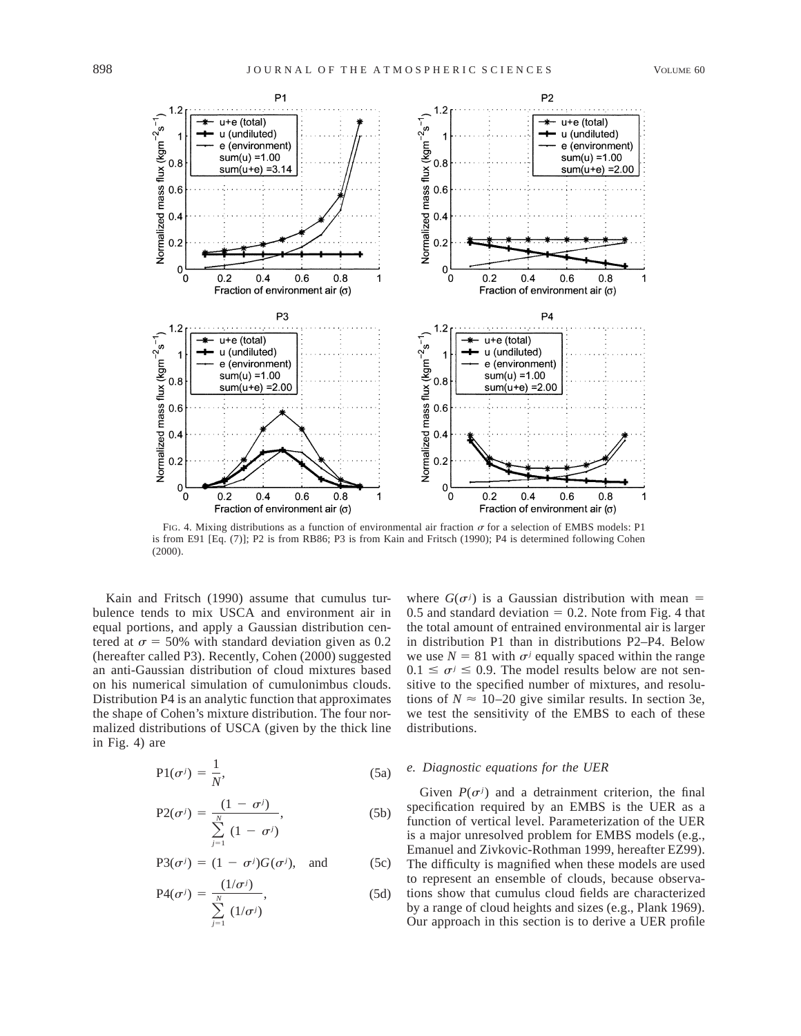FIG. 4. Mixing distributions as a function of environmental air fraction $\sigma$ for a selection of EMBS models: P1 is from E91 [Eq. (7)]; P2 is from RB86; P3 is from Kain and Fritsch (1990); P4 is determined following Cohen (2000).

Kain and Fritsch (1990) assume that cumulus turbulence tends to mix USCA and environment air in equal portions, and apply a Gaussian distribution centered at $\sigma = 50\%$ with standard deviation given as 0.2 (hereafter called P3). Recently, Cohen (2000) suggested an anti-Gaussian distribution of cloud mixtures based on his numerical simulation of cumulonimbus clouds. Distribution P4 is an analytic function that approximates the shape of Cohen's mixture distribution. The four normalized distributions of USCA (given by the thick line in Fig. 4) are

$$\mathrm{P1}(\sigma^j) = \frac{1}{N}, \tag{5a}$$

$$\mathrm{P2}(\sigma^j) = \frac{(1 - \sigma^j)}{\sum_{j=1}^{N} (1 - \sigma^j)}, \tag{5b}$$

$$\mathrm{P3}(\sigma^j) = (1 - \sigma^j)G(\sigma^j), \quad \text{and} \tag{5c}$$

$$\mathrm{P4}(\sigma^j) = \frac{(1/\sigma^j)}{\sum_{j=1}^{N} (1/\sigma^j)}, \tag{5d}$$

where $G(\sigma^j)$ is a Gaussian distribution with mean = 0.5 and standard deviation = 0.2. Note from Fig. 4 that the total amount of entrained environmental air is larger in distribution P1 than in distributions P2–P4. Below we use $N = 81$ with $\sigma^j$ equally spaced within the range $0.1 \leq \sigma^j \leq 0.9$. The model results below are not sensitive to the specified number of mixtures, and resolutions of $N \approx 10$–20 give similar results. In section 3e, we test the sensitivity of the EMBS to each of these distributions.

### *e. Diagnostic equations for the UER*

Given $P(\sigma^j)$ and a detrainment criterion, the final specification required by an EMBS is the UER as a function of vertical level. Parameterization of the UER is a major unresolved problem for EMBS models (e.g., Emanuel and Zivkovic-Rothman 1999, hereafter EZ99). The difficulty is magnified when these models are used to represent an ensemble of clouds, because observations show that cumulus cloud fields are characterized by a range of cloud heights and sizes (e.g., Plank 1969). Our approach in this section is to derive a UER profile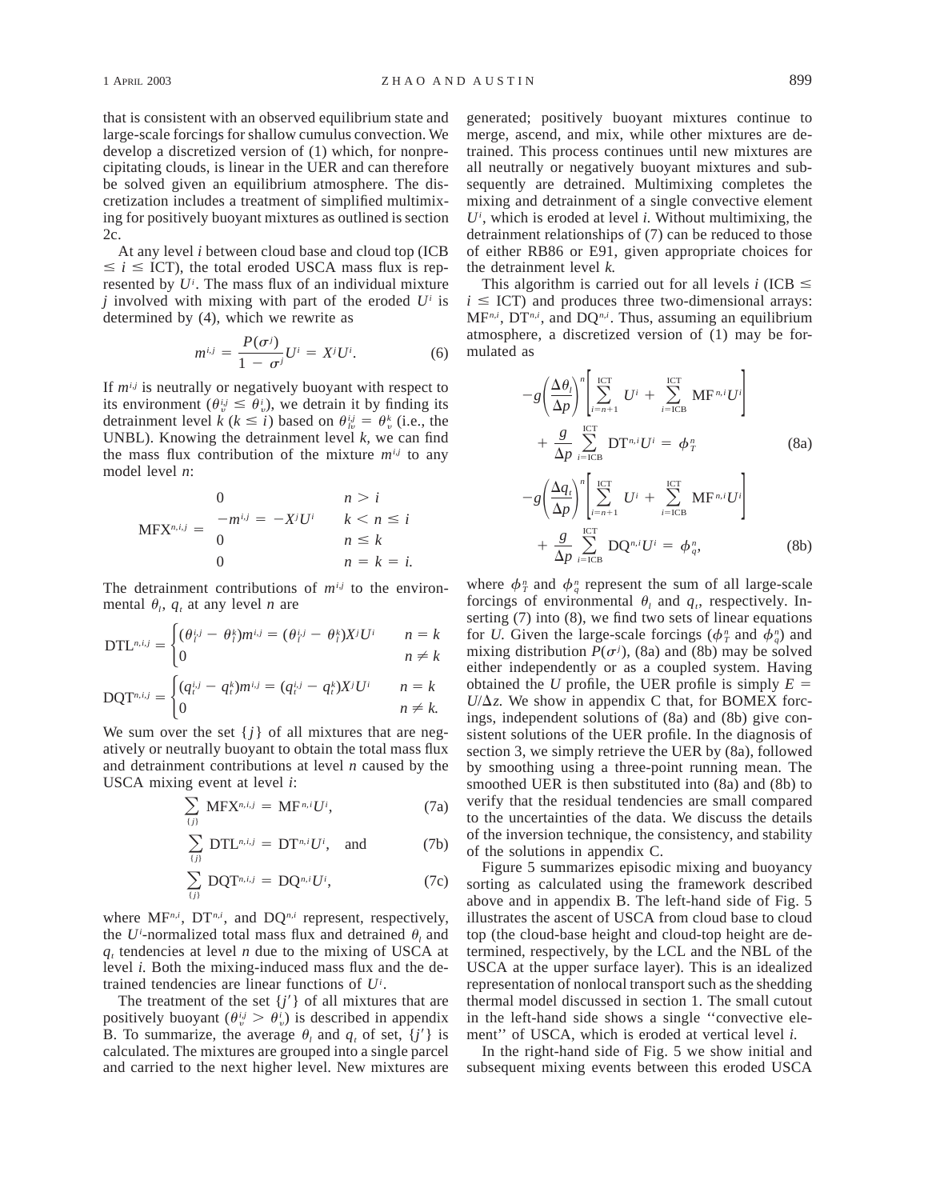that is consistent with an observed equilibrium state and large-scale forcings for shallow cumulus convection. We develop a discretized version of (1) which, for nonprecipitating clouds, is linear in the UER and can therefore be solved given an equilibrium atmosphere. The discretization includes a treatment of simplified multimixing for positively buoyant mixtures as outlined is section 2c.

At any level $i$ between cloud base and cloud top (ICB $\le i \le$ ICT), the total eroded USCA mass flux is represented by $U^i$. The mass flux of an individual mixture $j$ involved with mixing with part of the eroded $U^i$ is determined by (4), which we rewrite as

$$m^{i,j} = \frac{P(\sigma^j)}{1 - \sigma^j} U^i = X^j U^i. \tag{6}$$

If $m^{i,j}$ is neutrally or negatively buoyant with respect to its environment ($\theta_v^{i,j} \le \theta_v^i$), we detrain it by finding its detrainment level $k$ ($k \le i$) based on $\theta_{lv}^{i,j} = \theta_v^k$ (i.e., the UNBL). Knowing the detrainment level $k$, we can find the mass flux contribution of the mixture $m^{i,j}$ to any model level $n$:

$$\mathrm{MFX}^{n,i,j} = \begin{array}{ll} 0 & n > i \\ -m^{i,j} = -X^j U^i & k < n \le i \\ 0 & n \le k \\ 0 & n = k = i. \end{array}$$

The detrainment contributions of $m^{i,j}$ to the environmental $\theta_l$, $q_t$ at any level $n$ are

$$\mathrm{DTL}^{n,i,j} = \begin{cases} (\theta_l^{i,j} - \theta_l^k) m^{i,j} = (\theta_l^{i,j} - \theta_l^k) X^j U^i & n = k \\ 0 & n \ne k \end{cases}$$

$$\mathrm{DQT}^{n,i,j} = \begin{cases} (q_t^{i,j} - q_t^k) m^{i,j} = (q_t^{i,j} - q_t^k) X^j U^i & n = k \\ 0 & n \ne k. \end{cases}$$

We sum over the set $\{j\}$ of all mixtures that are negatively or neutrally buoyant to obtain the total mass flux and detrainment contributions at level $n$ caused by the USCA mixing event at level $i$:

$$\sum_{\{j\}} \mathrm{MFX}^{n,i,j} = \mathrm{MF}^{n,i} U^i, \tag{7a}$$

$$\sum_{\{j\}} \mathrm{DTL}^{n,i,j} = \mathrm{DT}^{n,i} U^i, \quad \text{and} \tag{7b}$$

$$\sum_{\{j\}} \mathrm{DQT}^{n,i,j} = \mathrm{DQ}^{n,i} U^i, \tag{7c}$$

where $\mathrm{MF}^{n,i}$, $\mathrm{DT}^{n,i}$, and $\mathrm{DQ}^{n,i}$ represent, respectively, the $U^i$-normalized total mass flux and detrained $\theta_l$ and $q_t$ tendencies at level $n$ due to the mixing of USCA at level $i$. Both the mixing-induced mass flux and the detrained tendencies are linear functions of $U^i$.

The treatment of the set $\{j'\}$ of all mixtures that are positively buoyant ($\theta_v^{i,j} > \theta_v^i$) is described in appendix B. To summarize, the average $\theta_l$ and $q_t$ of set, $\{j'\}$ is calculated. The mixtures are grouped into a single parcel and carried to the next higher level. New mixtures are generated; positively buoyant mixtures continue to merge, ascend, and mix, while other mixtures are detrained. This process continues until new mixtures are all neutrally or negatively buoyant mixtures and subsequently are detrained. Multimixing completes the mixing and detrainment of a single convective element $U^i$, which is eroded at level $i$. Without multimixing, the detrainment relationships of (7) can be reduced to those of either RB86 or E91, given appropriate choices for the detrainment level $k$.

This algorithm is carried out for all levels $i$ (ICB $\le i \le$ ICT) and produces three two-dimensional arrays: $\mathrm{MF}^{n,i}$, $\mathrm{DT}^{n,i}$, and $\mathrm{DQ}^{n,i}$. Thus, assuming an equilibrium atmosphere, a discretized version of (1) may be formulated as

$$-g\left(\frac{\Delta \theta_l}{\Delta p}\right)^n \left[\sum_{i=n+1}^{\mathrm{ICT}} U^i + \sum_{i=\mathrm{ICB}}^{\mathrm{ICT}} \mathrm{MF}^{n,i} U^i\right] + \frac{g}{\Delta p} \sum_{i=\mathrm{ICB}}^{\mathrm{ICT}} \mathrm{DT}^{n,i} U^i = \phi_T^n \tag{8a}$$

$$-g\left(\frac{\Delta q_t}{\Delta p}\right)^n \left[\sum_{i=n+1}^{\mathrm{ICT}} U^i + \sum_{i=\mathrm{ICB}}^{\mathrm{ICT}} \mathrm{MF}^{n,i} U^i\right] + \frac{g}{\Delta p} \sum_{i=\mathrm{ICB}}^{\mathrm{ICT}} \mathrm{DQ}^{n,i} U^i = \phi_q^n, \tag{8b}$$

where $\phi_T^n$ and $\phi_q^n$ represent the sum of all large-scale forcings of environmental $\theta_l$ and $q_t$, respectively. Inserting (7) into (8), we find two sets of linear equations for $U$. Given the large-scale forcings ($\phi_T^n$ and $\phi_q^n$) and mixing distribution $P(\sigma^j)$, (8a) and (8b) may be solved either independently or as a coupled system. Having obtained the $U$ profile, the UER profile is simply $E = U/\Delta z$. We show in appendix C that, for BOMEX forcings, independent solutions of (8a) and (8b) give consistent solutions of the UER profile. In the diagnosis of section 3, we simply retrieve the UER by (8a), followed by smoothing using a three-point running mean. The smoothed UER is then substituted into (8a) and (8b) to verify that the residual tendencies are small compared to the uncertainties of the data. We discuss the details of the inversion technique, the consistency, and stability of the solutions in appendix C.

Figure 5 summarizes episodic mixing and buoyancy sorting as calculated using the framework described above and in appendix B. The left-hand side of Fig. 5 illustrates the ascent of USCA from cloud base to cloud top (the cloud-base height and cloud-top height are determined, respectively, by the LCL and the NBL of the USCA at the upper surface layer). This is an idealized representation of nonlocal transport such as the shedding thermal model discussed in section 1. The small cutout in the left-hand side shows a single "convective element" of USCA, which is eroded at vertical level $i$.

In the right-hand side of Fig. 5 we show initial and subsequent mixing events between this eroded USCA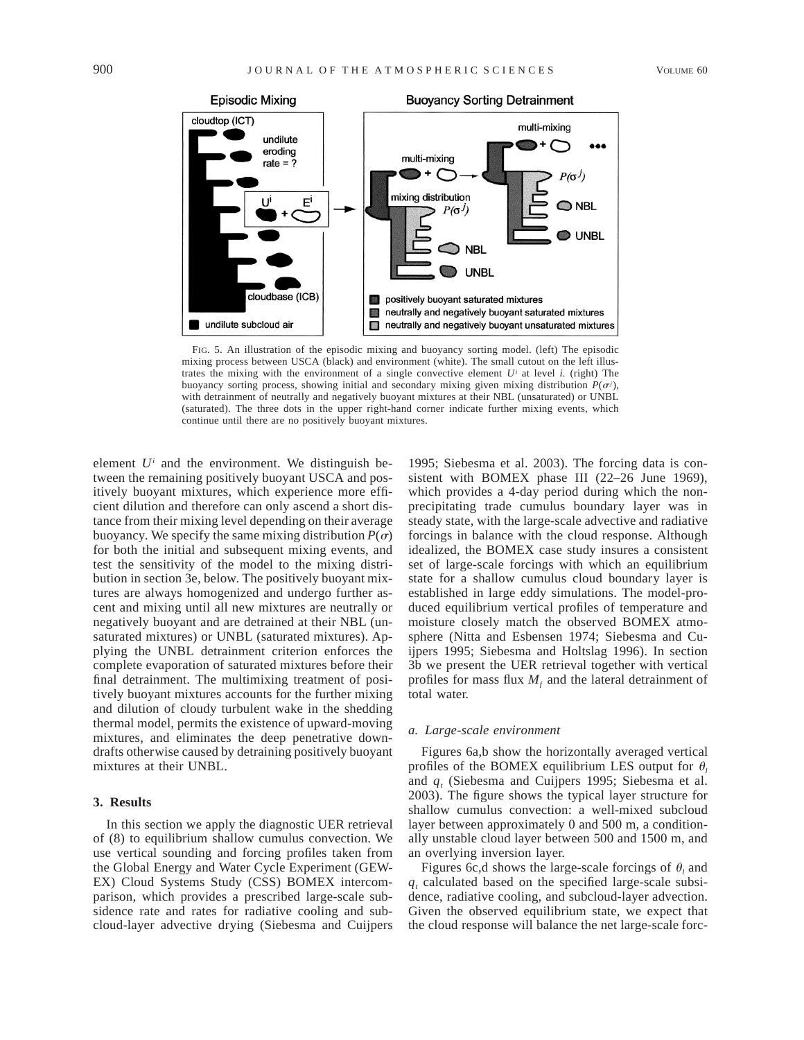FIG. 5. An illustration of the episodic mixing and buoyancy sorting model. (left) The episodic mixing process between USCA (black) and environment (white). The small cutout on the left illustrates the mixing with the environment of a single convective element $U^i$ at level $i$. (right) The buoyancy sorting process, showing initial and secondary mixing given mixing distribution $P(\sigma^j)$, with detrainment of neutrally and negatively buoyant mixtures at their NBL (unsaturated) or UNBL (saturated). The three dots in the upper right-hand corner indicate further mixing events, which continue until there are no positively buoyant mixtures.

element $U^i$ and the environment. We distinguish between the remaining positively buoyant USCA and positively buoyant mixtures, which experience more efficient dilution and therefore can only ascend a short distance from their mixing level depending on their average buoyancy. We specify the same mixing distribution $P(\sigma)$ for both the initial and subsequent mixing events, and test the sensitivity of the model to the mixing distribution in section 3e, below. The positively buoyant mixtures are always homogenized and undergo further ascent and mixing until all new mixtures are neutrally or negatively buoyant and are detrained at their NBL (unsaturated mixtures) or UNBL (saturated mixtures). Applying the UNBL detrainment criterion enforces the complete evaporation of saturated mixtures before their final detrainment. The multimixing treatment of positively buoyant mixtures accounts for the further mixing and dilution of cloudy turbulent wake in the shedding thermal model, permits the existence of upward-moving mixtures, and eliminates the deep penetrative downdrafts otherwise caused by detraining positively buoyant mixtures at their UNBL.

## 3. Results

In this section we apply the diagnostic UER retrieval of (8) to equilibrium shallow cumulus convection. We use vertical sounding and forcing profiles taken from the Global Energy and Water Cycle Experiment (GEWEX) Cloud Systems Study (CSS) BOMEX intercomparison, which provides a prescribed large-scale subsidence rate and rates for radiative cooling and subcloud-layer advective drying (Siebesma and Cuijpers 1995; Siebesma et al. 2003). The forcing data is consistent with BOMEX phase III (22–26 June 1969), which provides a 4-day period during which the nonprecipitating trade cumulus boundary layer was in steady state, with the large-scale advective and radiative forcings in balance with the cloud response. Although idealized, the BOMEX case study insures a consistent set of large-scale forcings with which an equilibrium state for a shallow cumulus cloud boundary layer is established in large eddy simulations. The model-produced equilibrium vertical profiles of temperature and moisture closely match the observed BOMEX atmosphere (Nitta and Esbensen 1974; Siebesma and Cuijpers 1995; Siebesma and Holtslag 1996). In section 3b we present the UER retrieval together with vertical profiles for mass flux $M_f$ and the lateral detrainment of total water.

### *a. Large-scale environment*

Figures 6a,b show the horizontally averaged vertical profiles of the BOMEX equilibrium LES output for $\theta_l$ and $q_t$ (Siebesma and Cuijpers 1995; Siebesma et al. 2003). The figure shows the typical layer structure for shallow cumulus convection: a well-mixed subcloud layer between approximately 0 and 500 m, a conditionally unstable cloud layer between 500 and 1500 m, and an overlying inversion layer.

Figures 6c,d shows the large-scale forcings of $\theta_l$ and $q_t$ calculated based on the specified large-scale subsidence, radiative cooling, and subcloud-layer advection. Given the observed equilibrium state, we expect that the cloud response will balance the net large-scale forc-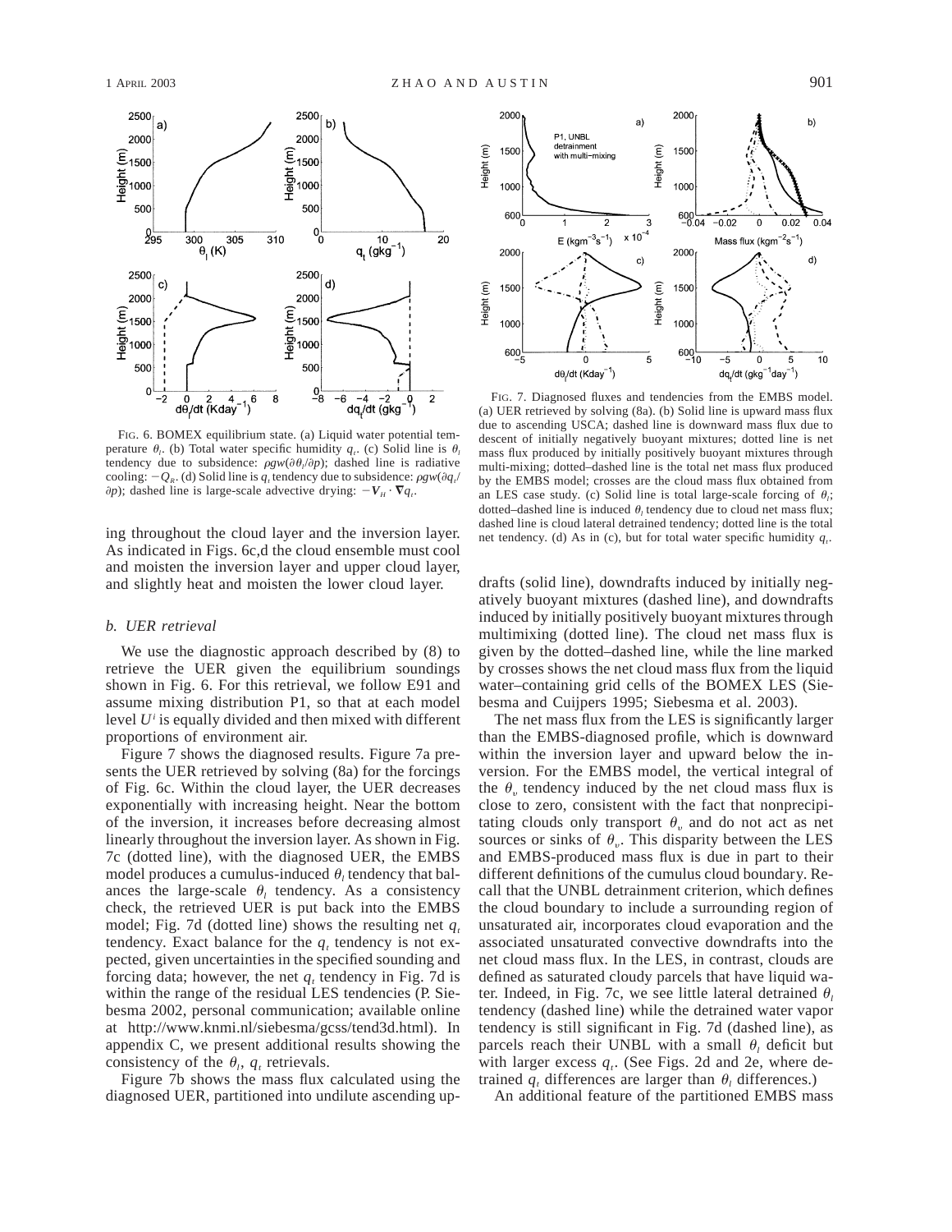FIG. 6. BOMEX equilibrium state. (a) Liquid water potential temperature $\theta_l$. (b) Total water specific humidity $q_t$. (c) Solid line is $\theta_l$ tendency due to subsidence: $\rho g w(\partial\theta_l/\partial p)$; dashed line is radiative cooling: $-Q_R$. (d) Solid line is $q_t$ tendency due to subsidence: $\rho g w(\partial q_t/\partial p)$; dashed line is large-scale advective drying: $-\mathbf{V}_H \cdot \nabla q_t$.

ing throughout the cloud layer and the inversion layer. As indicated in Figs. 6c,d the cloud ensemble must cool and moisten the inversion layer and upper cloud layer, and slightly heat and moisten the lower cloud layer.

### *b. UER retrieval*

We use the diagnostic approach described by (8) to retrieve the UER given the equilibrium soundings shown in Fig. 6. For this retrieval, we follow E91 and assume mixing distribution P1, so that at each model level $U^i$ is equally divided and then mixed with different proportions of environment air.

Figure 7 shows the diagnosed results. Figure 7a presents the UER retrieved by solving (8a) for the forcings of Fig. 6c. Within the cloud layer, the UER decreases exponentially with increasing height. Near the bottom of the inversion, it increases before decreasing almost linearly throughout the inversion layer. As shown in Fig. 7c (dotted line), with the diagnosed UER, the EMBS model produces a cumulus-induced $\theta_l$ tendency that balances the large-scale $\theta_l$ tendency. As a consistency check, the retrieved UER is put back into the EMBS model; Fig. 7d (dotted line) shows the resulting net $q_t$ tendency. Exact balance for the $q_t$ tendency is not expected, given uncertainties in the specified sounding and forcing data; however, the net $q_t$ tendency in Fig. 7d is within the range of the residual LES tendencies (P. Siebesma 2002, personal communication; available online at http://www.knmi.nl/siebesma/gcss/tend3d.html). In appendix C, we present additional results showing the consistency of the $\theta_l$, $q_t$ retrievals.

Figure 7b shows the mass flux calculated using the diagnosed UER, partitioned into undilute ascending updrafts (solid line), downdrafts induced by initially negatively buoyant mixtures (dashed line), and downdrafts induced by initially positively buoyant mixtures through multimixing (dotted line). The cloud net mass flux is given by the dotted–dashed line, while the line marked by crosses shows the net cloud mass flux from the liquid water–containing grid cells of the BOMEX LES (Siebesma and Cuijpers 1995; Siebesma et al. 2003).

FIG. 7. Diagnosed fluxes and tendencies from the EMBS model. (a) UER retrieved by solving (8a). (b) Solid line is upward mass flux due to ascending USCA; dashed line is downward mass flux due to descent of initially negatively buoyant mixtures; dotted line is net mass flux produced by initially positively buoyant mixtures through multi-mixing; dotted–dashed line is the total net mass flux produced by the EMBS model; crosses are the cloud mass flux obtained from an LES case study. (c) Solid line is total large-scale forcing of $\theta_l$; dotted–dashed line is induced $\theta_l$ tendency due to cloud net mass flux; dashed line is cloud lateral detrained tendency; dotted line is the total net tendency. (d) As in (c), but for total water specific humidity $q_t$.

The net mass flux from the LES is significantly larger than the EMBS-diagnosed profile, which is downward within the inversion layer and upward below the inversion. For the EMBS model, the vertical integral of the $\theta_v$ tendency induced by the net cloud mass flux is close to zero, consistent with the fact that nonprecipitating clouds only transport $\theta_v$ and do not act as net sources or sinks of $\theta_v$. This disparity between the LES and EMBS-produced mass flux is due in part to their different definitions of the cumulus cloud boundary. Recall that the UNBL detrainment criterion, which defines the cloud boundary to include a surrounding region of unsaturated air, incorporates cloud evaporation and the associated unsaturated convective downdrafts into the net cloud mass flux. In the LES, in contrast, clouds are defined as saturated cloudy parcels that have liquid water. Indeed, in Fig. 7c, we see little lateral detrained $\theta_l$ tendency (dashed line) while the detrained water vapor tendency is still significant in Fig. 7d (dashed line), as parcels reach their UNBL with a small $\theta_l$ deficit but with larger excess $q_t$. (See Figs. 2d and 2e, where detrained $q_t$ differences are larger than $\theta_l$ differences.)

An additional feature of the partitioned EMBS mass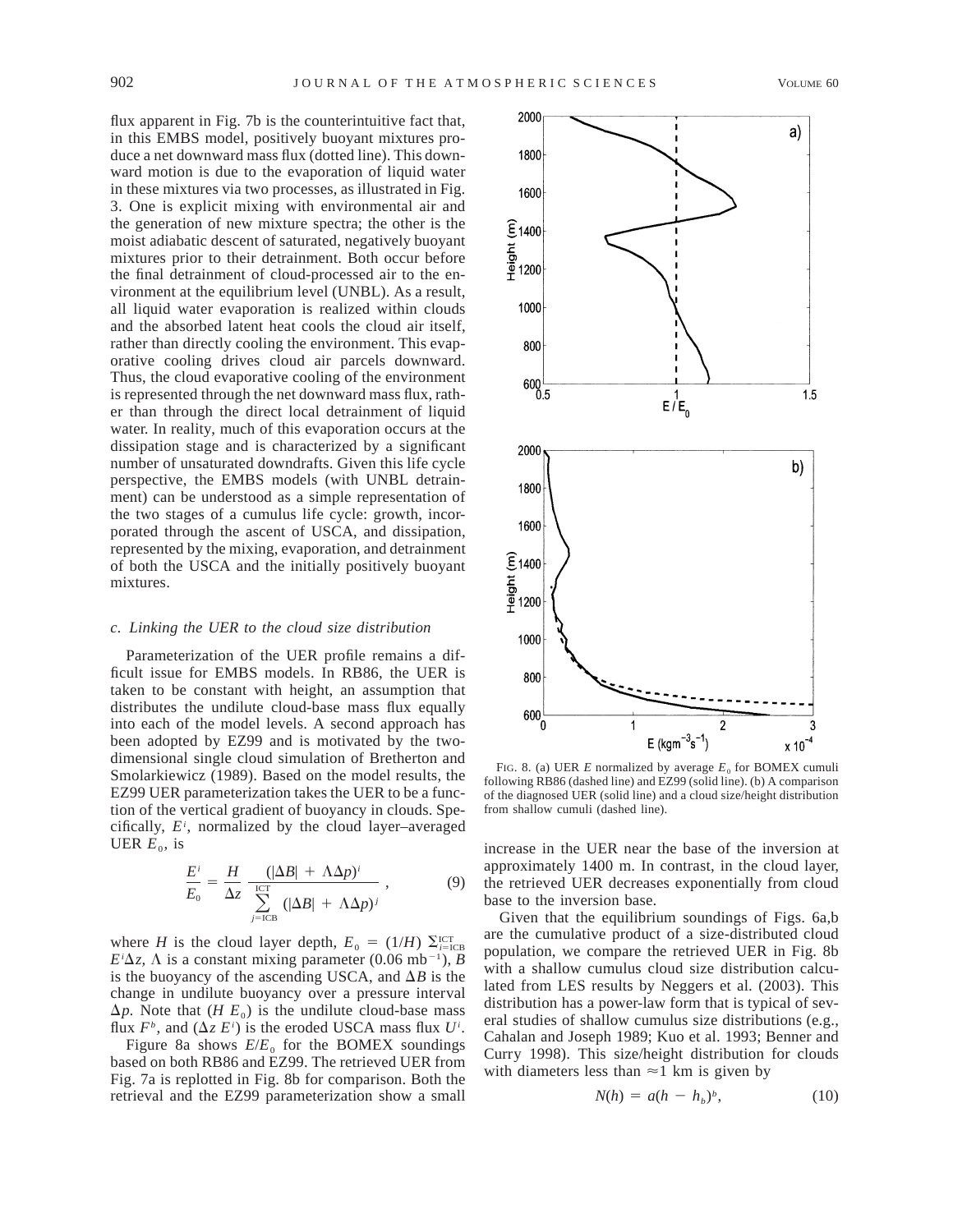flux apparent in Fig. 7b is the counterintuitive fact that, in this EMBS model, positively buoyant mixtures produce a net downward mass flux (dotted line). This downward motion is due to the evaporation of liquid water in these mixtures via two processes, as illustrated in Fig. 3. One is explicit mixing with environmental air and the generation of new mixture spectra; the other is the moist adiabatic descent of saturated, negatively buoyant mixtures prior to their detrainment. Both occur before the final detrainment of cloud-processed air to the environment at the equilibrium level (UNBL). As a result, all liquid water evaporation is realized within clouds and the absorbed latent heat cools the cloud air itself, rather than directly cooling the environment. This evaporative cooling drives cloud air parcels downward. Thus, the cloud evaporative cooling of the environment is represented through the net downward mass flux, rather than through the direct local detrainment of liquid water. In reality, much of this evaporation occurs at the dissipation stage and is characterized by a significant number of unsaturated downdrafts. Given this life cycle perspective, the EMBS models (with UNBL detrainment) can be understood as a simple representation of the two stages of a cumulus life cycle: growth, incorporated through the ascent of USCA, and dissipation, represented by the mixing, evaporation, and detrainment of both the USCA and the initially positively buoyant mixtures.

### *c. Linking the UER to the cloud size distribution*

Parameterization of the UER profile remains a difficult issue for EMBS models. In RB86, the UER is taken to be constant with height, an assumption that distributes the undilute cloud-base mass flux equally into each of the model levels. A second approach has been adopted by EZ99 and is motivated by the two-dimensional single cloud simulation of Bretherton and Smolarkiewicz (1989). Based on the model results, the EZ99 UER parameterization takes the UER to be a function of the vertical gradient of buoyancy in clouds. Specifically, $E^i$, normalized by the cloud layer–averaged UER $E_0$, is

$$\frac{E^i}{E_0} = \frac{H}{\Delta z} \frac{(|\Delta B| + \Lambda \Delta p)^i}{\sum_{j=\mathrm{ICB}}^{\mathrm{ICT}} (|\Delta B| + \Lambda \Delta p)^j}, \tag{9}$$

where $H$ is the cloud layer depth, $E_0 = (1/H) \sum_{i=\mathrm{ICB}}^{\mathrm{ICT}} E^i \Delta z$, $\Lambda$ is a constant mixing parameter (0.06 mb$^{-1}$), $B$ is the buoyancy of the ascending USCA, and $\Delta B$ is the change in undilute buoyancy over a pressure interval $\Delta p$. Note that ($H\ E_0$) is the undilute cloud-base mass flux $F^b$, and ($\Delta z\ E^i$) is the eroded USCA mass flux $U^i$.

Figure 8a shows $E/E_0$ for the BOMEX soundings based on both RB86 and EZ99. The retrieved UER from Fig. 7a is replotted in Fig. 8b for comparison. Both the retrieval and the EZ99 parameterization show a small increase in the UER near the base of the inversion at approximately 1400 m. In contrast, in the cloud layer, the retrieved UER decreases exponentially from cloud base to the inversion base.

FIG. 8. (a) UER $E$ normalized by average $E_0$ for BOMEX cumuli following RB86 (dashed line) and EZ99 (solid line). (b) A comparison of the diagnosed UER (solid line) and a cloud size/height distribution from shallow cumuli (dashed line).

Given that the equilibrium soundings of Figs. 6a,b are the cumulative product of a size-distributed cloud population, we compare the retrieved UER in Fig. 8b with a shallow cumulus cloud size distribution calculated from LES results by Neggers et al. (2003). This distribution has a power-law form that is typical of several studies of shallow cumulus size distributions (e.g., Cahalan and Joseph 1989; Kuo et al. 1993; Benner and Curry 1998). This size/height distribution for clouds with diameters less than ≈1 km is given by

$$N(h) = a(h - h_b)^b, \tag{10}$$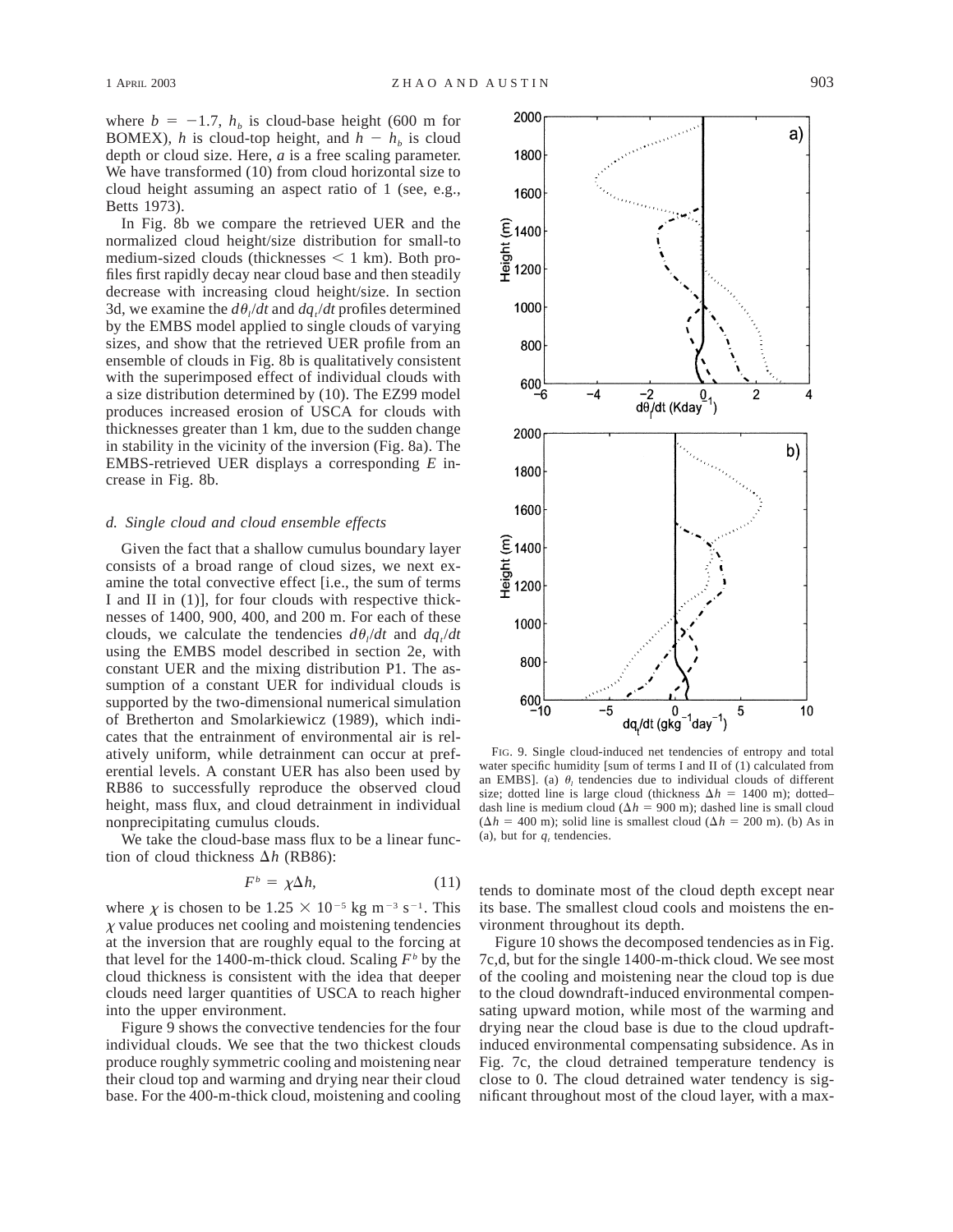where $b = -1.7$, $h_b$ is cloud-base height (600 m for BOMEX), $h$ is cloud-top height, and $h - h_b$ is cloud depth or cloud size. Here, $a$ is a free scaling parameter. We have transformed (10) from cloud horizontal size to cloud height assuming an aspect ratio of 1 (see, e.g., Betts 1973).

In Fig. 8b we compare the retrieved UER and the normalized cloud height/size distribution for small-to medium-sized clouds (thicknesses < 1 km). Both profiles first rapidly decay near cloud base and then steadily decrease with increasing cloud height/size. In section 3d, we examine the $d\theta_l/dt$ and $dq_t/dt$ profiles determined by the EMBS model applied to single clouds of varying sizes, and show that the retrieved UER profile from an ensemble of clouds in Fig. 8b is qualitatively consistent with the superimposed effect of individual clouds with a size distribution determined by (10). The EZ99 model produces increased erosion of USCA for clouds with thicknesses greater than 1 km, due to the sudden change in stability in the vicinity of the inversion (Fig. 8a). The EMBS-retrieved UER displays a corresponding $E$ increase in Fig. 8b.

### *d. Single cloud and cloud ensemble effects*

Given the fact that a shallow cumulus boundary layer consists of a broad range of cloud sizes, we next examine the total convective effect [i.e., the sum of terms I and II in (1)], for four clouds with respective thicknesses of 1400, 900, 400, and 200 m. For each of these clouds, we calculate the tendencies $d\theta_l/dt$ and $dq_t/dt$ using the EMBS model described in section 2e, with constant UER and the mixing distribution P1. The assumption of a constant UER for individual clouds is supported by the two-dimensional numerical simulation of Bretherton and Smolarkiewicz (1989), which indicates that the entrainment of environmental air is relatively uniform, while detrainment can occur at preferential levels. A constant UER has also been used by RB86 to successfully reproduce the observed cloud height, mass flux, and cloud detrainment in individual nonprecipitating cumulus clouds.

We take the cloud-base mass flux to be a linear function of cloud thickness $\Delta h$ (RB86):

$$F^b = \chi \Delta h, \tag{11}$$

where $\chi$ is chosen to be $1.25 \times 10^{-5}$ kg m$^{-3}$ s$^{-1}$. This $\chi$ value produces net cooling and moistening tendencies at the inversion that are roughly equal to the forcing at that level for the 1400-m-thick cloud. Scaling $F^b$ by the cloud thickness is consistent with the idea that deeper clouds need larger quantities of USCA to reach higher into the upper environment.

Figure 9 shows the convective tendencies for the four individual clouds. We see that the two thickest clouds produce roughly symmetric cooling and moistening near their cloud top and warming and drying near their cloud base. For the 400-m-thick cloud, moistening and cooling tends to dominate most of the cloud depth except near its base. The smallest cloud cools and moistens the environment throughout its depth.

FIG. 9. Single cloud-induced net tendencies of entropy and total water specific humidity [sum of terms I and II of (1) calculated from an EMBS]. (a) $\theta_l$ tendencies due to individual clouds of different size; dotted line is large cloud (thickness $\Delta h = 1400$ m); dotted–dash line is medium cloud ($\Delta h = 900$ m); dashed line is small cloud ($\Delta h = 400$ m); solid line is smallest cloud ($\Delta h = 200$ m). (b) As in (a), but for $q_t$ tendencies.

Figure 10 shows the decomposed tendencies as in Fig. 7c,d, but for the single 1400-m-thick cloud. We see most of the cooling and moistening near the cloud top is due to the cloud downdraft-induced environmental compensating upward motion, while most of the warming and drying near the cloud base is due to the cloud updraft-induced environmental compensating subsidence. As in Fig. 7c, the cloud detrained temperature tendency is close to 0. The cloud detrained water tendency is significant throughout most of the cloud layer, with a max-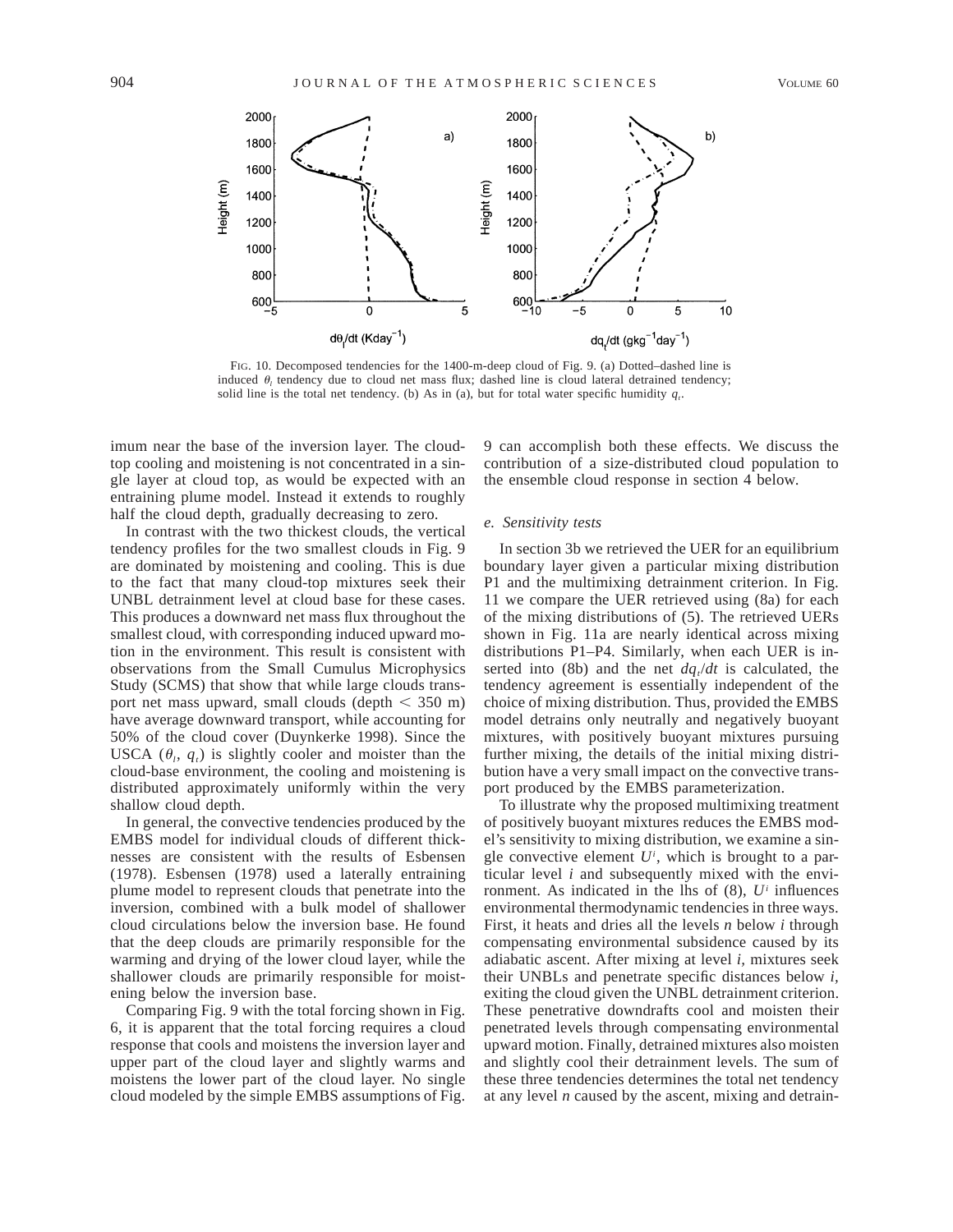FIG. 10. Decomposed tendencies for the 1400-m-deep cloud of Fig. 9. (a) Dotted–dashed line is induced $\theta_l$ tendency due to cloud net mass flux; dashed line is cloud lateral detrained tendency; solid line is the total net tendency. (b) As in (a), but for total water specific humidity $q_t$.

imum near the base of the inversion layer. The cloud-top cooling and moistening is not concentrated in a single layer at cloud top, as would be expected with an entraining plume model. Instead it extends to roughly half the cloud depth, gradually decreasing to zero.

In contrast with the two thickest clouds, the vertical tendency profiles for the two smallest clouds in Fig. 9 are dominated by moistening and cooling. This is due to the fact that many cloud-top mixtures seek their UNBL detrainment level at cloud base for these cases. This produces a downward net mass flux throughout the smallest cloud, with corresponding induced upward motion in the environment. This result is consistent with observations from the Small Cumulus Microphysics Study (SCMS) that show that while large clouds transport net mass upward, small clouds (depth < 350 m) have average downward transport, while accounting for 50% of the cloud cover (Duynkerke 1998). Since the USCA ($\theta_l$, $q_t$) is slightly cooler and moister than the cloud-base environment, the cooling and moistening is distributed approximately uniformly within the very shallow cloud depth.

In general, the convective tendencies produced by the EMBS model for individual clouds of different thicknesses are consistent with the results of Esbensen (1978). Esbensen (1978) used a laterally entraining plume model to represent clouds that penetrate into the inversion, combined with a bulk model of shallower cloud circulations below the inversion base. He found that the deep clouds are primarily responsible for the warming and drying of the lower cloud layer, while the shallower clouds are primarily responsible for moistening below the inversion base.

Comparing Fig. 9 with the total forcing shown in Fig. 6, it is apparent that the total forcing requires a cloud response that cools and moistens the inversion layer and upper part of the cloud layer and slightly warms and moistens the lower part of the cloud layer. No single cloud modeled by the simple EMBS assumptions of Fig. 9 can accomplish both these effects. We discuss the contribution of a size-distributed cloud population to the ensemble cloud response in section 4 below.

### *e. Sensitivity tests*

In section 3b we retrieved the UER for an equilibrium boundary layer given a particular mixing distribution P1 and the multimixing detrainment criterion. In Fig. 11 we compare the UER retrieved using (8a) for each of the mixing distributions of (5). The retrieved UERs shown in Fig. 11a are nearly identical across mixing distributions P1–P4. Similarly, when each UER is inserted into (8b) and the net $dq_t/dt$ is calculated, the tendency agreement is essentially independent of the choice of mixing distribution. Thus, provided the EMBS model detrains only neutrally and negatively buoyant mixtures, with positively buoyant mixtures pursuing further mixing, the details of the initial mixing distribution have a very small impact on the convective transport produced by the EMBS parameterization.

To illustrate why the proposed multimixing treatment of positively buoyant mixtures reduces the EMBS model's sensitivity to mixing distribution, we examine a single convective element $U^i$, which is brought to a particular level $i$ and subsequently mixed with the environment. As indicated in the lhs of (8), $U^i$ influences environmental thermodynamic tendencies in three ways. First, it heats and dries all the levels $n$ below $i$ through compensating environmental subsidence caused by its adiabatic ascent. After mixing at level $i$, mixtures seek their UNBLs and penetrate specific distances below $i$, exiting the cloud given the UNBL detrainment criterion. These penetrative downdrafts cool and moisten their penetrated levels through compensating environmental upward motion. Finally, detrained mixtures also moisten and slightly cool their detrainment levels. The sum of these three tendencies determines the total net tendency at any level $n$ caused by the ascent, mixing and detrain-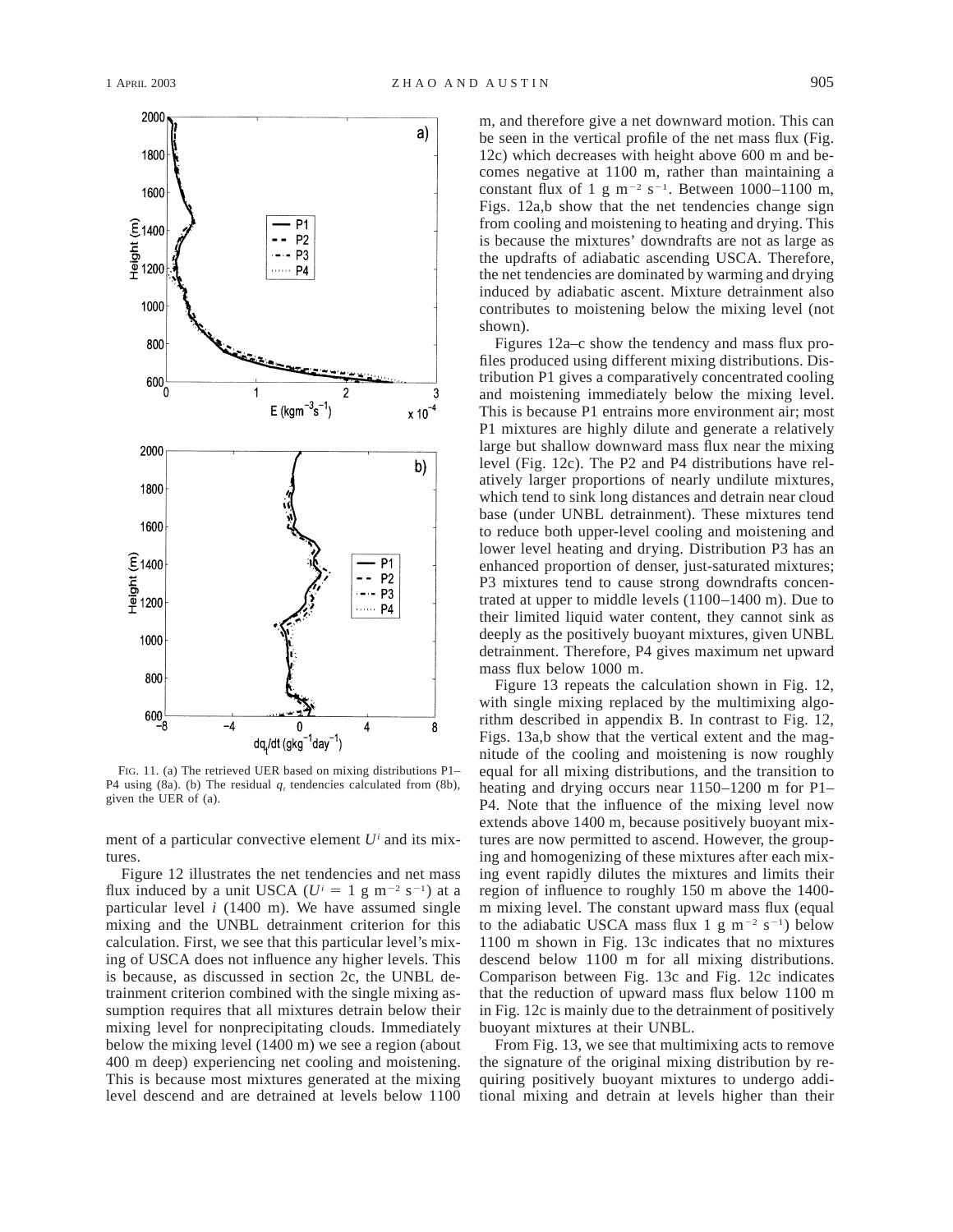FIG. 11. (a) The retrieved UER based on mixing distributions P1–P4 using (8a). (b) The residual $q_t$ tendencies calculated from (8b), given the UER of (a).

ment of a particular convective element $U^i$ and its mixtures.

Figure 12 illustrates the net tendencies and net mass flux induced by a unit USCA ($U^i$ = 1 g m$^{-2}$ s$^{-1}$) at a particular level $i$ (1400 m). We have assumed single mixing and the UNBL detrainment criterion for this calculation. First, we see that this particular level's mixing of USCA does not influence any higher levels. This is because, as discussed in section 2c, the UNBL detrainment criterion combined with the single mixing assumption requires that all mixtures detrain below their mixing level for nonprecipitating clouds. Immediately below the mixing level (1400 m) we see a region (about 400 m deep) experiencing net cooling and moistening. This is because most mixtures generated at the mixing level descend and are detrained at levels below 1100 m, and therefore give a net downward motion. This can be seen in the vertical profile of the net mass flux (Fig. 12c) which decreases with height above 600 m and becomes negative at 1100 m, rather than maintaining a constant flux of 1 g m$^{-2}$ s$^{-1}$. Between 1000–1100 m, Figs. 12a,b show that the net tendencies change sign from cooling and moistening to heating and drying. This is because the mixtures' downdrafts are not as large as the updrafts of adiabatic ascending USCA. Therefore, the net tendencies are dominated by warming and drying induced by adiabatic ascent. Mixture detrainment also contributes to moistening below the mixing level (not shown).

Figures 12a–c show the tendency and mass flux profiles produced using different mixing distributions. Distribution P1 gives a comparatively concentrated cooling and moistening immediately below the mixing level. This is because P1 entrains more environment air; most P1 mixtures are highly dilute and generate a relatively large but shallow downward mass flux near the mixing level (Fig. 12c). The P2 and P4 distributions have relatively larger proportions of nearly undilute mixtures, which tend to sink long distances and detrain near cloud base (under UNBL detrainment). These mixtures tend to reduce both upper-level cooling and moistening and lower level heating and drying. Distribution P3 has an enhanced proportion of denser, just-saturated mixtures; P3 mixtures tend to cause strong downdrafts concentrated at upper to middle levels (1100–1400 m). Due to their limited liquid water content, they cannot sink as deeply as the positively buoyant mixtures, given UNBL detrainment. Therefore, P4 gives maximum net upward mass flux below 1000 m.

Figure 13 repeats the calculation shown in Fig. 12, with single mixing replaced by the multimixing algorithm described in appendix B. In contrast to Fig. 12, Figs. 13a,b show that the vertical extent and the magnitude of the cooling and moistening is now roughly equal for all mixing distributions, and the transition to heating and drying occurs near 1150–1200 m for P1–P4. Note that the influence of the mixing level now extends above 1400 m, because positively buoyant mixtures are now permitted to ascend. However, the grouping and homogenizing of these mixtures after each mixing event rapidly dilutes the mixtures and limits their region of influence to roughly 150 m above the 1400-m mixing level. The constant upward mass flux (equal to the adiabatic USCA mass flux 1 g m$^{-2}$ s$^{-1}$) below 1100 m shown in Fig. 13c indicates that no mixtures descend below 1100 m for all mixing distributions. Comparison between Fig. 13c and Fig. 12c indicates that the reduction of upward mass flux below 1100 m in Fig. 12c is mainly due to the detrainment of positively buoyant mixtures at their UNBL.

From Fig. 13, we see that multimixing acts to remove the signature of the original mixing distribution by requiring positively buoyant mixtures to undergo additional mixing and detrain at levels higher than their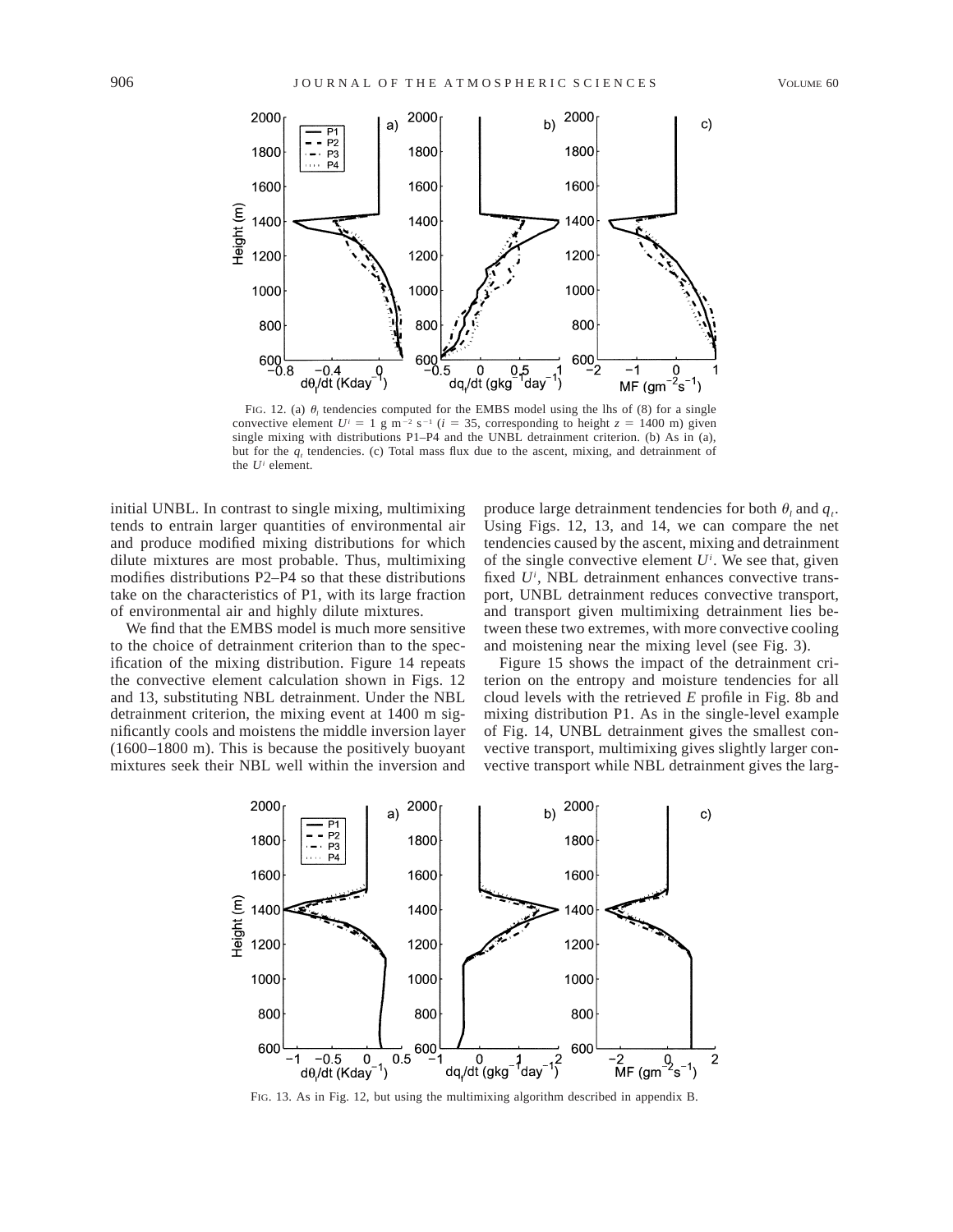FIG. 12. (a) $\theta_l$ tendencies computed for the EMBS model using the lhs of (8) for a single convective element $U^i = 1$ g m$^{-2}$ s$^{-1}$ ($i = 35$, corresponding to height $z = 1400$ m) given single mixing with distributions P1–P4 and the UNBL detrainment criterion. (b) As in (a), but for the $q_t$ tendencies. (c) Total mass flux due to the ascent, mixing, and detrainment of the $U^i$ element.

initial UNBL. In contrast to single mixing, multimixing tends to entrain larger quantities of environmental air and produce modified mixing distributions for which dilute mixtures are most probable. Thus, multimixing modifies distributions P2–P4 so that these distributions take on the characteristics of P1, with its large fraction of environmental air and highly dilute mixtures.

We find that the EMBS model is much more sensitive to the choice of detrainment criterion than to the specification of the mixing distribution. Figure 14 repeats the convective element calculation shown in Figs. 12 and 13, substituting NBL detrainment. Under the NBL detrainment criterion, the mixing event at 1400 m significantly cools and moistens the middle inversion layer (1600–1800 m). This is because the positively buoyant mixtures seek their NBL well within the inversion and produce large detrainment tendencies for both $\theta_l$ and $q_t$. Using Figs. 12, 13, and 14, we can compare the net tendencies caused by the ascent, mixing and detrainment of the single convective element $U^i$. We see that, given fixed $U^i$, NBL detrainment enhances convective transport, UNBL detrainment reduces convective transport, and transport given multimixing detrainment lies between these two extremes, with more convective cooling and moistening near the mixing level (see Fig. 3).

Figure 15 shows the impact of the detrainment criterion on the entropy and moisture tendencies for all cloud levels with the retrieved $E$ profile in Fig. 8b and mixing distribution P1. As in the single-level example of Fig. 14, UNBL detrainment gives the smallest convective transport, multimixing gives slightly larger convective transport while NBL detrainment gives the larg-

FIG. 13. As in Fig. 12, but using the multimixing algorithm described in appendix B.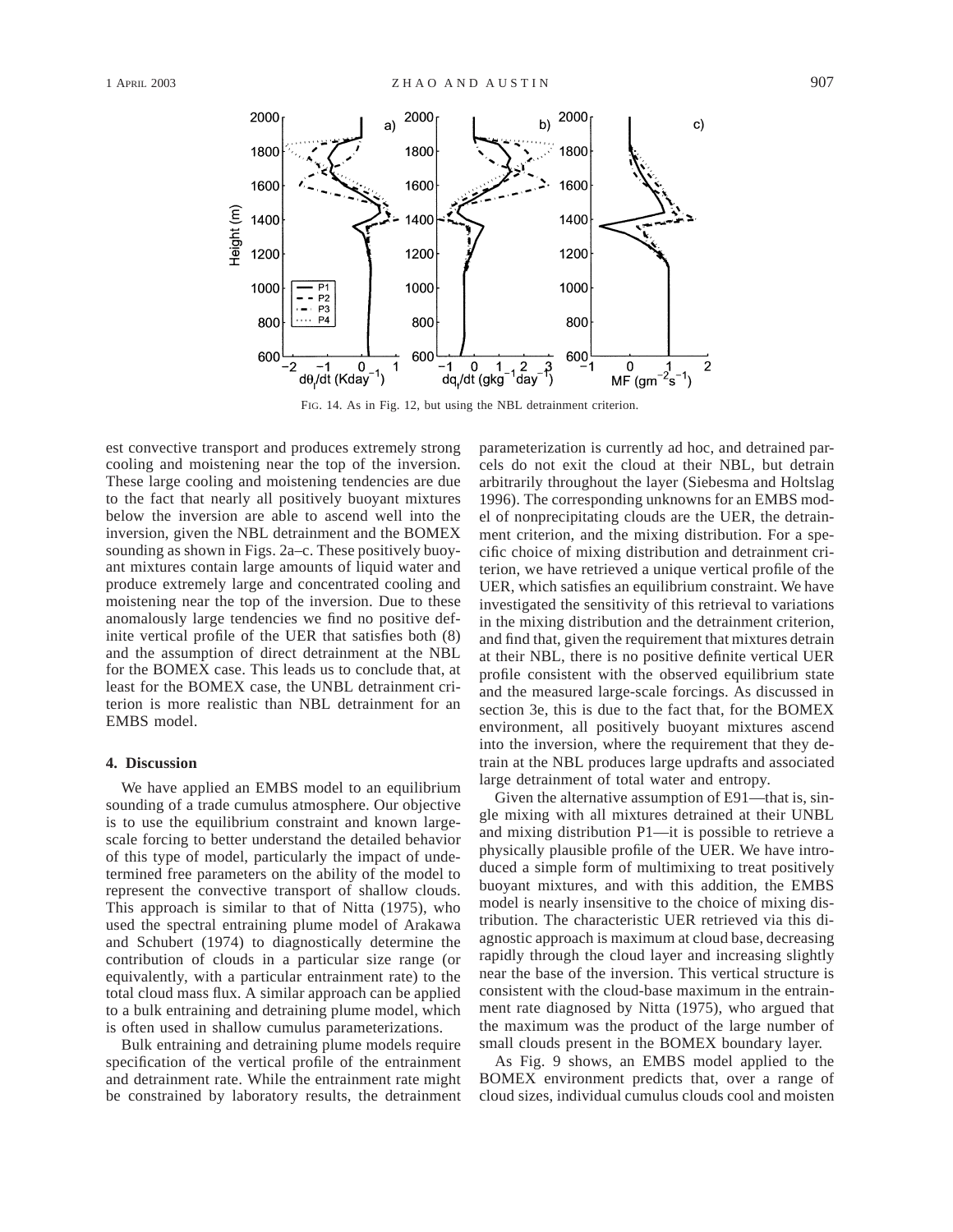FIG. 14. As in Fig. 12, but using the NBL detrainment criterion.

est convective transport and produces extremely strong cooling and moistening near the top of the inversion. These large cooling and moistening tendencies are due to the fact that nearly all positively buoyant mixtures below the inversion are able to ascend well into the inversion, given the NBL detrainment and the BOMEX sounding as shown in Figs. 2a–c. These positively buoyant mixtures contain large amounts of liquid water and produce extremely large and concentrated cooling and moistening near the top of the inversion. Due to these anomalously large tendencies we find no positive definite vertical profile of the UER that satisfies both (8) and the assumption of direct detrainment at the NBL for the BOMEX case. This leads us to conclude that, at least for the BOMEX case, the UNBL detrainment criterion is more realistic than NBL detrainment for an EMBS model.

## 4. Discussion

We have applied an EMBS model to an equilibrium sounding of a trade cumulus atmosphere. Our objective is to use the equilibrium constraint and known large-scale forcing to better understand the detailed behavior of this type of model, particularly the impact of undetermined free parameters on the ability of the model to represent the convective transport of shallow clouds. This approach is similar to that of Nitta (1975), who used the spectral entraining plume model of Arakawa and Schubert (1974) to diagnostically determine the contribution of clouds in a particular size range (or equivalently, with a particular entrainment rate) to the total cloud mass flux. A similar approach can be applied to a bulk entraining and detraining plume model, which is often used in shallow cumulus parameterizations.

Bulk entraining and detraining plume models require specification of the vertical profile of the entrainment and detrainment rate. While the entrainment rate might be constrained by laboratory results, the detrainment parameterization is currently ad hoc, and detrained parcels do not exit the cloud at their NBL, but detrain arbitrarily throughout the layer (Siebesma and Holtslag 1996). The corresponding unknowns for an EMBS model of nonprecipitating clouds are the UER, the detrainment criterion, and the mixing distribution. For a specific choice of mixing distribution and detrainment criterion, we have retrieved a unique vertical profile of the UER, which satisfies an equilibrium constraint. We have investigated the sensitivity of this retrieval to variations in the mixing distribution and the detrainment criterion, and find that, given the requirement that mixtures detrain at their NBL, there is no positive definite vertical UER profile consistent with the observed equilibrium state and the measured large-scale forcings. As discussed in section 3e, this is due to the fact that, for the BOMEX environment, all positively buoyant mixtures ascend into the inversion, where the requirement that they detrain at the NBL produces large updrafts and associated large detrainment of total water and entropy.

Given the alternative assumption of E91—that is, single mixing with all mixtures detrained at their UNBL and mixing distribution P1—it is possible to retrieve a physically plausible profile of the UER. We have introduced a simple form of multimixing to treat positively buoyant mixtures, and with this addition, the EMBS model is nearly insensitive to the choice of mixing distribution. The characteristic UER retrieved via this diagnostic approach is maximum at cloud base, decreasing rapidly through the cloud layer and increasing slightly near the base of the inversion. This vertical structure is consistent with the cloud-base maximum in the entrainment rate diagnosed by Nitta (1975), who argued that the maximum was the product of the large number of small clouds present in the BOMEX boundary layer.

As Fig. 9 shows, an EMBS model applied to the BOMEX environment predicts that, over a range of cloud sizes, individual cumulus clouds cool and moisten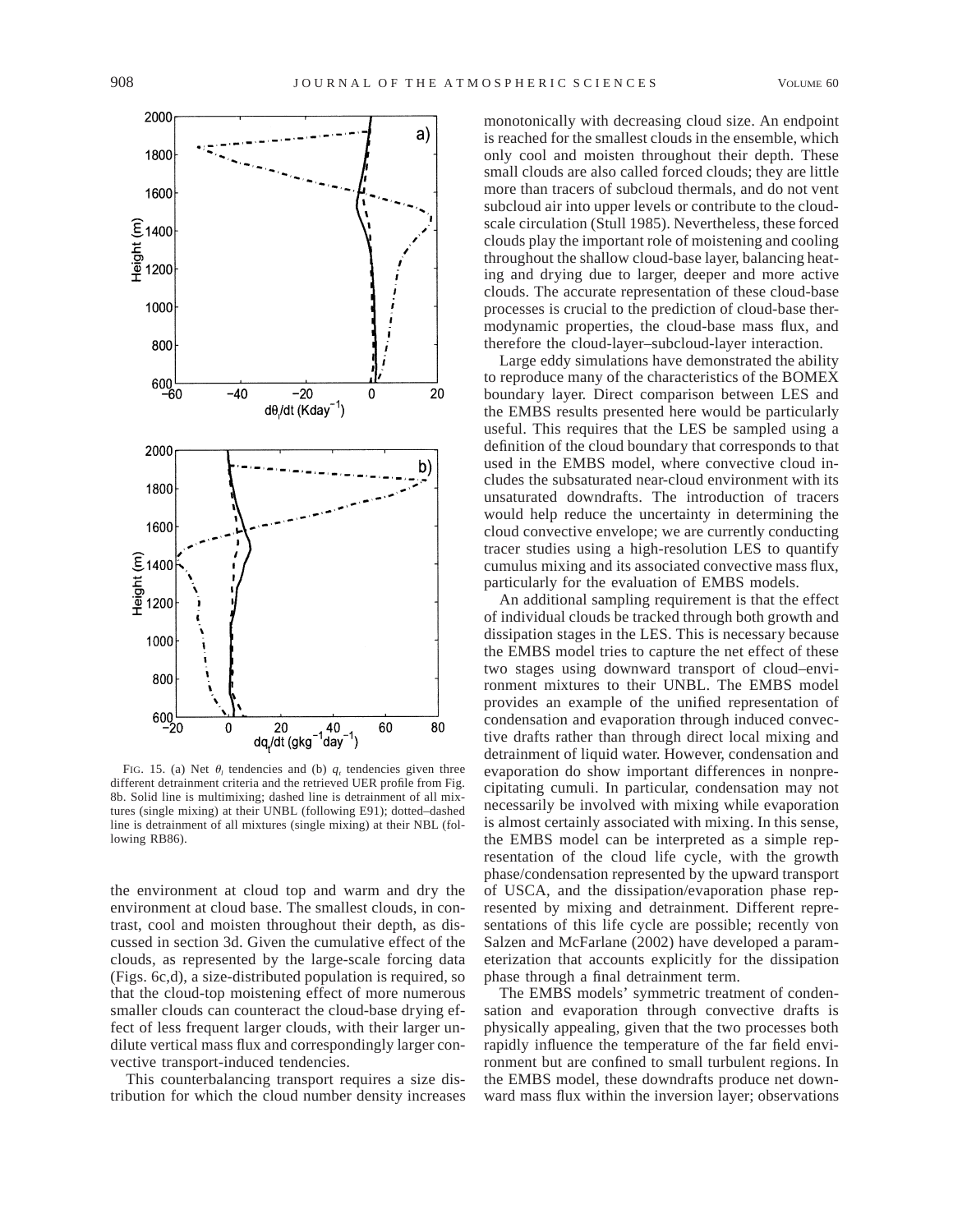FIG. 15. (a) Net $\theta_l$ tendencies and (b) $q_t$ tendencies given three different detrainment criteria and the retrieved UER profile from Fig. 8b. Solid line is multimixing; dashed line is detrainment of all mixtures (single mixing) at their UNBL (following E91); dotted–dashed line is detrainment of all mixtures (single mixing) at their NBL (following RB86).

the environment at cloud top and warm and dry the environment at cloud base. The smallest clouds, in contrast, cool and moisten throughout their depth, as discussed in section 3d. Given the cumulative effect of the clouds, as represented by the large-scale forcing data (Figs. 6c,d), a size-distributed population is required, so that the cloud-top moistening effect of more numerous smaller clouds can counteract the cloud-base drying effect of less frequent larger clouds, with their larger undilute vertical mass flux and correspondingly larger convective transport-induced tendencies.

This counterbalancing transport requires a size distribution for which the cloud number density increases monotonically with decreasing cloud size. An endpoint is reached for the smallest clouds in the ensemble, which only cool and moisten throughout their depth. These small clouds are also called forced clouds; they are little more than tracers of subcloud thermals, and do not vent subcloud air into upper levels or contribute to the cloud-scale circulation (Stull 1985). Nevertheless, these forced clouds play the important role of moistening and cooling throughout the shallow cloud-base layer, balancing heating and drying due to larger, deeper and more active clouds. The accurate representation of these cloud-base processes is crucial to the prediction of cloud-base thermodynamic properties, the cloud-base mass flux, and therefore the cloud-layer–subcloud-layer interaction.

Large eddy simulations have demonstrated the ability to reproduce many of the characteristics of the BOMEX boundary layer. Direct comparison between LES and the EMBS results presented here would be particularly useful. This requires that the LES be sampled using a definition of the cloud boundary that corresponds to that used in the EMBS model, where convective cloud includes the subsaturated near-cloud environment with its unsaturated downdrafts. The introduction of tracers would help reduce the uncertainty in determining the cloud convective envelope; we are currently conducting tracer studies using a high-resolution LES to quantify cumulus mixing and its associated convective mass flux, particularly for the evaluation of EMBS models.

An additional sampling requirement is that the effect of individual clouds be tracked through both growth and dissipation stages in the LES. This is necessary because the EMBS model tries to capture the net effect of these two stages using downward transport of cloud–environment mixtures to their UNBL. The EMBS model provides an example of the unified representation of condensation and evaporation through induced convective drafts rather than through direct local mixing and detrainment of liquid water. However, condensation and evaporation do show important differences in nonprecipitating cumuli. In particular, condensation may not necessarily be involved with mixing while evaporation is almost certainly associated with mixing. In this sense, the EMBS model can be interpreted as a simple representation of the cloud life cycle, with the growth phase/condensation represented by the upward transport of USCA, and the dissipation/evaporation phase represented by mixing and detrainment. Different representations of this life cycle are possible; recently von Salzen and McFarlane (2002) have developed a parameterization that accounts explicitly for the dissipation phase through a final detrainment term.

The EMBS models' symmetric treatment of condensation and evaporation through convective drafts is physically appealing, given that the two processes both rapidly influence the temperature of the far field environment but are confined to small turbulent regions. In the EMBS model, these downdrafts produce net downward mass flux within the inversion layer; observations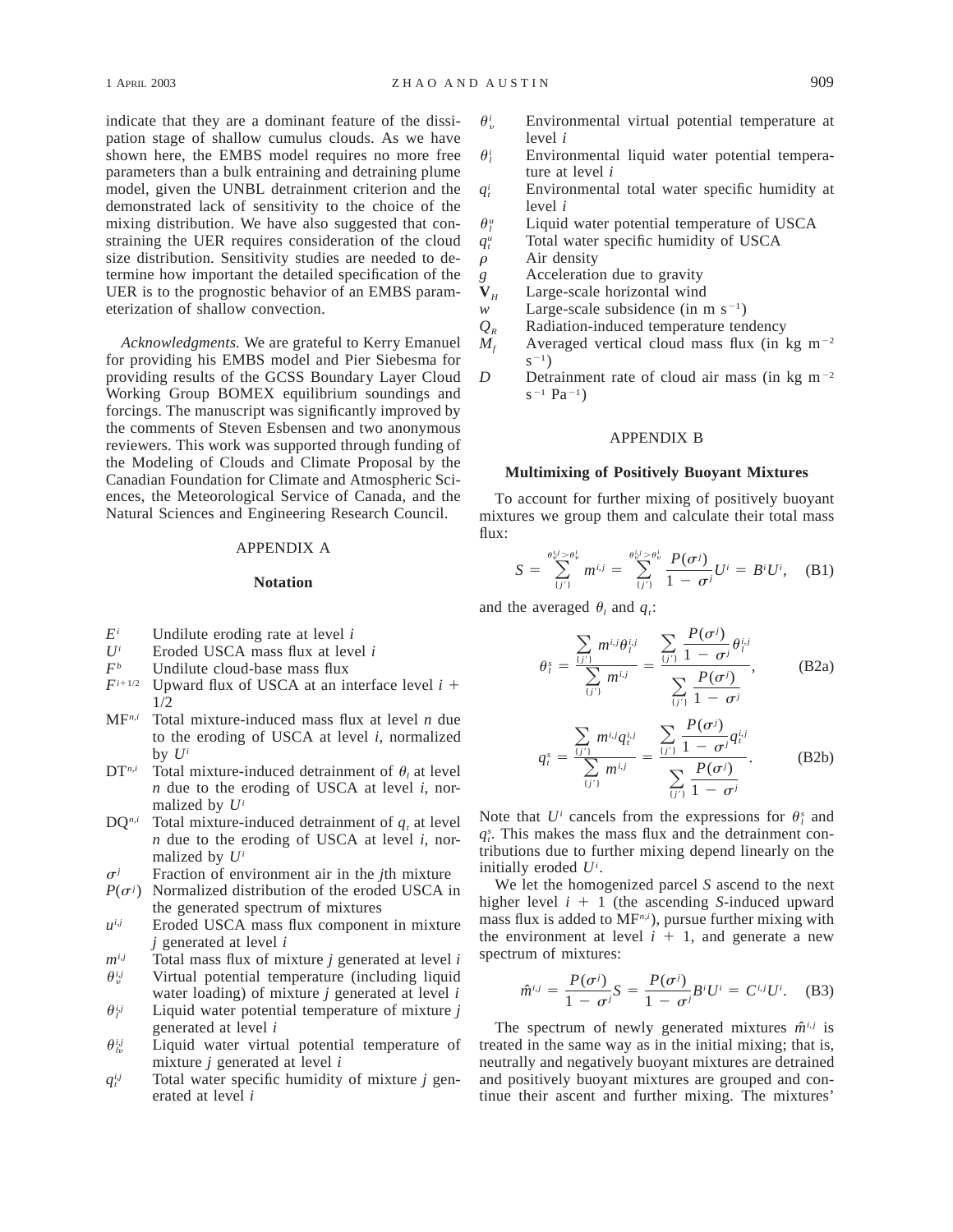indicate that they are a dominant feature of the dissipation stage of shallow cumulus clouds. As we have shown here, the EMBS model requires no more free parameters than a bulk entraining and detraining plume model, given the UNBL detrainment criterion and the demonstrated lack of sensitivity to the choice of the mixing distribution. We have also suggested that constraining the UER requires consideration of the cloud size distribution. Sensitivity studies are needed to determine how important the detailed specification of the UER is to the prognostic behavior of an EMBS parameterization of shallow convection.

*Acknowledgments.* We are grateful to Kerry Emanuel for providing his EMBS model and Pier Siebesma for providing results of the GCSS Boundary Layer Cloud Working Group BOMEX equilibrium soundings and forcings. The manuscript was significantly improved by the comments of Steven Esbensen and two anonymous reviewers. This work was supported through funding of the Modeling of Clouds and Climate Proposal by the Canadian Foundation for Climate and Atmospheric Sciences, the Meteorological Service of Canada, and the Natural Sciences and Engineering Research Council.

## APPENDIX A

### Notation

- $E^i$ Undilute eroding rate at level $i$
- $U^i$ Eroded USCA mass flux at level $i$
- $F^b$ Undilute cloud-base mass flux
- $F^{i+1/2}$ Upward flux of USCA at an interface level $i + 1/2$
- $\mathrm{MF}^{n,i}$ Total mixture-induced mass flux at level $n$ due to the eroding of USCA at level $i$, normalized by $U^i$
- $\mathrm{DT}^{n,i}$ Total mixture-induced detrainment of $\theta_l$ at level $n$ due to the eroding of USCA at level $i$, normalized by $U^i$
- $\mathrm{DQ}^{n,i}$ Total mixture-induced detrainment of $q_t$ at level $n$ due to the eroding of USCA at level $i$, normalized by $U^i$
- $\sigma^j$ Fraction of environment air in the $j$th mixture
- $P(\sigma^j)$ Normalized distribution of the eroded USCA in the generated spectrum of mixtures
- $u^{i,j}$ Eroded USCA mass flux component in mixture $j$ generated at level $i$
- $m^{i,j}$ Total mass flux of mixture $j$ generated at level $i$
- $\theta_v^{i,j}$ Virtual potential temperature (including liquid water loading) of mixture $j$ generated at level $i$
- $\theta_l^{i,j}$ Liquid water potential temperature of mixture $j$ generated at level $i$
- $\theta_{lv}^{i,j}$ Liquid water virtual potential temperature of mixture $j$ generated at level $i$
- $q_t^{i,j}$ Total water specific humidity of mixture $j$ generated at level $i$
- $\theta_v^i$ Environmental virtual potential temperature at level $i$
- $\theta_l^i$ Environmental liquid water potential temperature at level $i$
- $q_t^i$ Environmental total water specific humidity at level $i$
- $\theta_l^u$ Liquid water potential temperature of USCA
- $q_t^u$ Total water specific humidity of USCA
- $\rho$ Air density
- $g$ Acceleration due to gravity
- $\mathbf{V}_H$ Large-scale horizontal wind
- $w$ Large-scale subsidence (in m s$^{-1}$)
- $Q_R$ Radiation-induced temperature tendency
- $M_f$ Averaged vertical cloud mass flux (in kg m$^{-2}$ s$^{-1}$)
- $D$ Detrainment rate of cloud air mass (in kg m$^{-2}$ s$^{-1}$ Pa$^{-1}$)

## APPENDIX B

### Multimixing of Positively Buoyant Mixtures

To account for further mixing of positively buoyant mixtures we group them and calculate their total mass flux:

$$S = \sum_{\{j'\}}^{\theta_v^{i,j} > \theta_v^i} m^{i,j} = \sum_{\{j'\}}^{\theta_v^{i,j} > \theta_v^i} \frac{P(\sigma^j)}{1 - \sigma^j} U^i = B^i U^i, \quad \text{(B1)}$$

and the averaged $\theta_l$ and $q_t$:

$$\theta_l^s = \frac{\sum_{\{j'\}} m^{i,j}\theta_l^{i,j}}{\sum_{\{j'\}} m^{i,j}} = \frac{\sum_{\{j'\}} \frac{P(\sigma^j)}{1 - \sigma^j}\theta_l^{i,j}}{\sum_{\{j'\}} \frac{P(\sigma^j)}{1 - \sigma^j}}, \quad \text{(B2a)}$$

$$q_t^s = \frac{\sum_{\{j'\}} m^{i,j}q_t^{i,j}}{\sum_{\{j'\}} m^{i,j}} = \frac{\sum_{\{j'\}} \frac{P(\sigma^j)}{1 - \sigma^j}q_t^{i,j}}{\sum_{\{j'\}} \frac{P(\sigma^j)}{1 - \sigma^j}}. \quad \text{(B2b)}$$

Note that $U^i$ cancels from the expressions for $\theta_l^s$ and $q_t^s$. This makes the mass flux and the detrainment contributions due to further mixing depend linearly on the initially eroded $U^i$.

We let the homogenized parcel $S$ ascend to the next higher level $i + 1$ (the ascending $S$-induced upward mass flux is added to $\mathrm{MF}^{n,i}$), pursue further mixing with the environment at level $i + 1$, and generate a new spectrum of mixtures:

$$\hat{m}^{i,j} = \frac{P(\sigma^j)}{1 - \sigma^j} S = \frac{P(\sigma^j)}{1 - \sigma^j} B^i U^i = C^{i,j} U^i. \quad \text{(B3)}$$

The spectrum of newly generated mixtures $\hat{m}^{i,j}$ is treated in the same way as in the initial mixing; that is, neutrally and negatively buoyant mixtures are detrained and positively buoyant mixtures are grouped and continue their ascent and further mixing. The mixtures'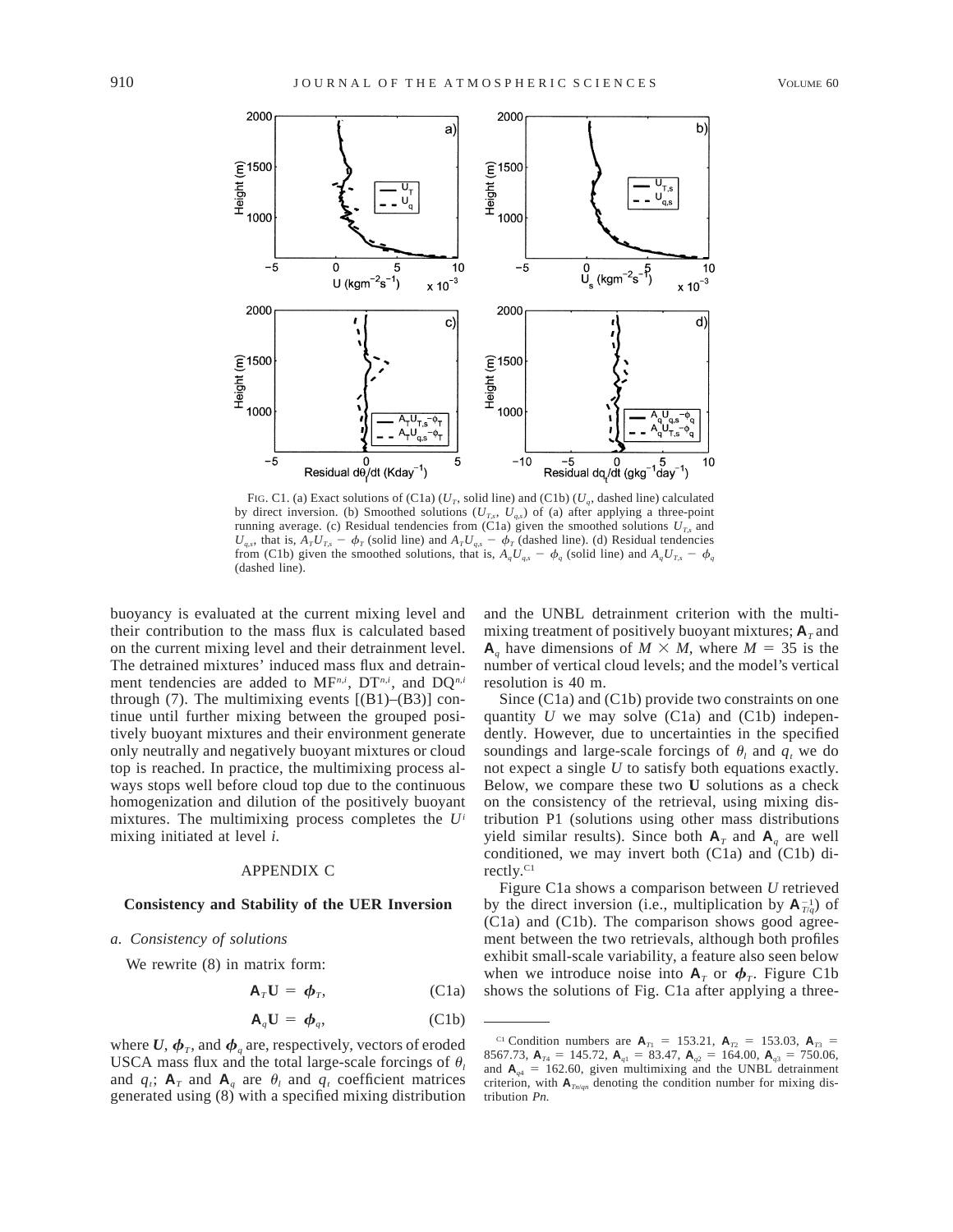FIG. C1. (a) Exact solutions of (C1a) ($U_T$, solid line) and (C1b) ($U_q$, dashed line) calculated by direct inversion. (b) Smoothed solutions ($U_{T,s}$, $U_{q,s}$) of (a) after applying a three-point running average. (c) Residual tendencies from (C1a) given the smoothed solutions $U_{T,s}$ and $U_{q,s}$, that is, $A_T U_{T,s} - \phi_T$ (solid line) and $A_T U_{q,s} - \phi_T$ (dashed line). (d) Residual tendencies from (C1b) given the smoothed solutions, that is, $A_q U_{q,s} - \phi_q$ (solid line) and $A_q U_{T,s} - \phi_q$ (dashed line).

buoyancy is evaluated at the current mixing level and their contribution to the mass flux is calculated based on the current mixing level and their detrainment level. The detrained mixtures' induced mass flux and detrainment tendencies are added to $\mathrm{MF}^{n,i}$, $\mathrm{DT}^{n,i}$, and $\mathrm{DQ}^{n,i}$ through (7). The multimixing events [(B1)–(B3)] continue until further mixing between the grouped positively buoyant mixtures and their environment generate only neutrally and negatively buoyant mixtures or cloud top is reached. In practice, the multimixing process always stops well before cloud top due to the continuous homogenization and dilution of the positively buoyant mixtures. The multimixing process completes the $U^i$ mixing initiated at level $i$.

## APPENDIX C

### Consistency and Stability of the UER Inversion

#### *a. Consistency of solutions*

We rewrite (8) in matrix form:

$$\mathbf{A}_T \mathbf{U} = \boldsymbol{\phi}_T, \tag{C1a}$$

$$\mathbf{A}_q \mathbf{U} = \boldsymbol{\phi}_q, \tag{C1b}$$

where $\boldsymbol{U}$, $\boldsymbol{\phi}_T$, and $\boldsymbol{\phi}_q$ are, respectively, vectors of eroded USCA mass flux and the total large-scale forcings of $\theta_l$ and $q_t$; $\mathbf{A}_T$ and $\mathbf{A}_q$ are $\theta_l$ and $q_t$ coefficient matrices generated using (8) with a specified mixing distribution and the UNBL detrainment criterion with the multimixing treatment of positively buoyant mixtures; $\mathbf{A}_T$ and $\mathbf{A}_q$ have dimensions of $M \times M$, where $M = 35$ is the number of vertical cloud levels; and the model's vertical resolution is 40 m.

Since (C1a) and (C1b) provide two constraints on one quantity $U$ we may solve (C1a) and (C1b) independently. However, due to uncertainties in the specified soundings and large-scale forcings of $\theta_l$ and $q_t$ we do not expect a single $U$ to satisfy both equations exactly. Below, we compare these two $\mathbf{U}$ solutions as a check on the consistency of the retrieval, using mixing distribution P1 (solutions using other mass distributions yield similar results). Since both $\mathbf{A}_T$ and $\mathbf{A}_q$ are well conditioned, we may invert both (C1a) and (C1b) directly.[C1]

Figure C1a shows a comparison between $U$ retrieved by the direct inversion (i.e., multiplication by $\mathbf{A}_{T/q}^{-1}$) of (C1a) and (C1b). The comparison shows good agreement between the two retrievals, although both profiles exhibit small-scale variability, a feature also seen below when we introduce noise into $\mathbf{A}_T$ or $\boldsymbol{\phi}_T$. Figure C1b shows the solutions of Fig. C1a after applying a three-

[C1] Condition numbers are $\mathbf{A}_{T1} = 153.21$, $\mathbf{A}_{T2} = 153.03$, $\mathbf{A}_{T3} = 8567.73$, $\mathbf{A}_{T4} = 145.72$, $\mathbf{A}_{q1} = 83.47$, $\mathbf{A}_{q2} = 164.00$, $\mathbf{A}_{q3} = 750.06$, and $\mathbf{A}_{q4} = 162.60$, given multimixing and the UNBL detrainment criterion, with $\mathbf{A}_{Tn/qn}$ denoting the condition number for mixing distribution *Pn*.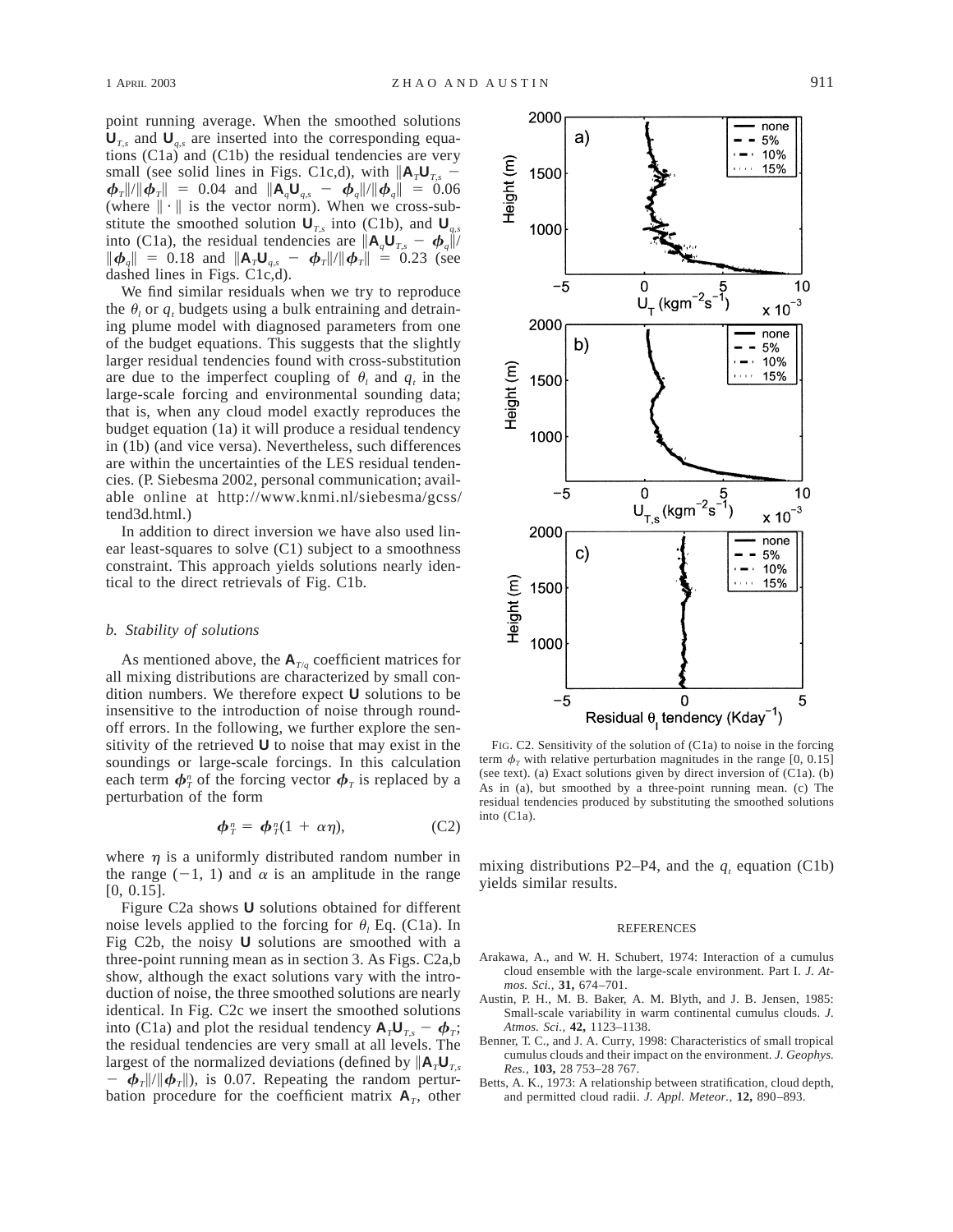point running average. When the smoothed solutions $\mathbf{U}_{T,s}$ and $\mathbf{U}_{q,s}$ are inserted into the corresponding equations (C1a) and (C1b) the residual tendencies are very small (see solid lines in Figs. C1c,d), with $\|\mathbf{A}_T\mathbf{U}_{T,s} - \boldsymbol{\phi}_T\|/\|\boldsymbol{\phi}_T\| = 0.04$ and $\|\mathbf{A}_q\mathbf{U}_{q,s} - \boldsymbol{\phi}_q\|/\|\boldsymbol{\phi}_q\| = 0.06$ (where $\|\cdot\|$ is the vector norm). When we cross-substitute the smoothed solution $\mathbf{U}_{T,s}$ into (C1b), and $\mathbf{U}_{q,s}$ into (C1a), the residual tendencies are $\|\mathbf{A}_q\mathbf{U}_{T,s} - \boldsymbol{\phi}_q\|/\|\boldsymbol{\phi}_q\| = 0.18$ and $\|\mathbf{A}_T\mathbf{U}_{q,s} - \boldsymbol{\phi}_T\|/\|\boldsymbol{\phi}_T\| = 0.23$ (see dashed lines in Figs. C1c,d).

We find similar residuals when we try to reproduce the $\theta_l$ or $q_t$ budgets using a bulk entraining and detraining plume model with diagnosed parameters from one of the budget equations. This suggests that the slightly larger residual tendencies found with cross-substitution are due to the imperfect coupling of $\theta_l$ and $q_t$ in the large-scale forcing and environmental sounding data; that is, when any cloud model exactly reproduces the budget equation (1a) it will produce a residual tendency in (1b) (and vice versa). Nevertheless, such differences are within the uncertainties of the LES residual tendencies. (P. Siebesma 2002, personal communication; available online at http://www.knmi.nl/siebesma/gcss/tend3d.html.)

In addition to direct inversion we have also used linear least-squares to solve (C1) subject to a smoothness constraint. This approach yields solutions nearly identical to the direct retrievals of Fig. C1b.

### *b. Stability of solutions*

As mentioned above, the $\mathbf{A}_{T/q}$ coefficient matrices for all mixing distributions are characterized by small condition numbers. We therefore expect $\mathbf{U}$ solutions to be insensitive to the introduction of noise through roundoff errors. In the following, we further explore the sensitivity of the retrieved $\mathbf{U}$ to noise that may exist in the soundings or large-scale forcings. In this calculation each term $\boldsymbol{\phi}_T^n$ of the forcing vector $\boldsymbol{\phi}_T$ is replaced by a perturbation of the form

$$\boldsymbol{\phi}_T^n = \boldsymbol{\phi}_T^n(1 + \alpha\eta), \tag{C2}$$

where $\eta$ is a uniformly distributed random number in the range $(-1, 1)$ and $\alpha$ is an amplitude in the range $[0, 0.15]$.

Figure C2a shows $\mathbf{U}$ solutions obtained for different noise levels applied to the forcing for $\theta_l$ Eq. (C1a). In Fig C2b, the noisy $\mathbf{U}$ solutions are smoothed with a three-point running mean as in section 3. As Figs. C2a,b show, although the exact solutions vary with the introduction of noise, the three smoothed solutions are nearly identical. In Fig. C2c we insert the smoothed solutions into (C1a) and plot the residual tendency $\mathbf{A}_T\mathbf{U}_{T,s} - \boldsymbol{\phi}_T$; the residual tendencies are very small at all levels. The largest of the normalized deviations (defined by $\|\mathbf{A}_T\mathbf{U}_{T,s} - \boldsymbol{\phi}_T\|/\|\boldsymbol{\phi}_T\|$), is 0.07. Repeating the random perturbation procedure for the coefficient matrix $\mathbf{A}_T$, other mixing distributions P2–P4, and the $q_t$ equation (C1b) yields similar results.

FIG. C2. Sensitivity of the solution of (C1a) to noise in the forcing term $\phi_T$ with relative perturbation magnitudes in the range [0, 0.15] (see text). (a) Exact solutions given by direct inversion of (C1a). (b) As in (a), but smoothed by a three-point running mean. (c) The residual tendencies produced by substituting the smoothed solutions into (C1a).

## REFERENCES

Arakawa, A., and W. H. Schubert, 1974: Interaction of a cumulus cloud ensemble with the large-scale environment. Part I. *J. Atmos. Sci.,* **31,** 674–701.

Austin, P. H., M. B. Baker, A. M. Blyth, and J. B. Jensen, 1985: Small-scale variability in warm continental cumulus clouds. *J. Atmos. Sci.,* **42,** 1123–1138.

Benner, T. C., and J. A. Curry, 1998: Characteristics of small tropical cumulus clouds and their impact on the environment. *J. Geophys. Res.,* **103,** 28 753–28 767.

Betts, A. K., 1973: A relationship between stratification, cloud depth, and permitted cloud radii. *J. Appl. Meteor.,* **12,** 890–893.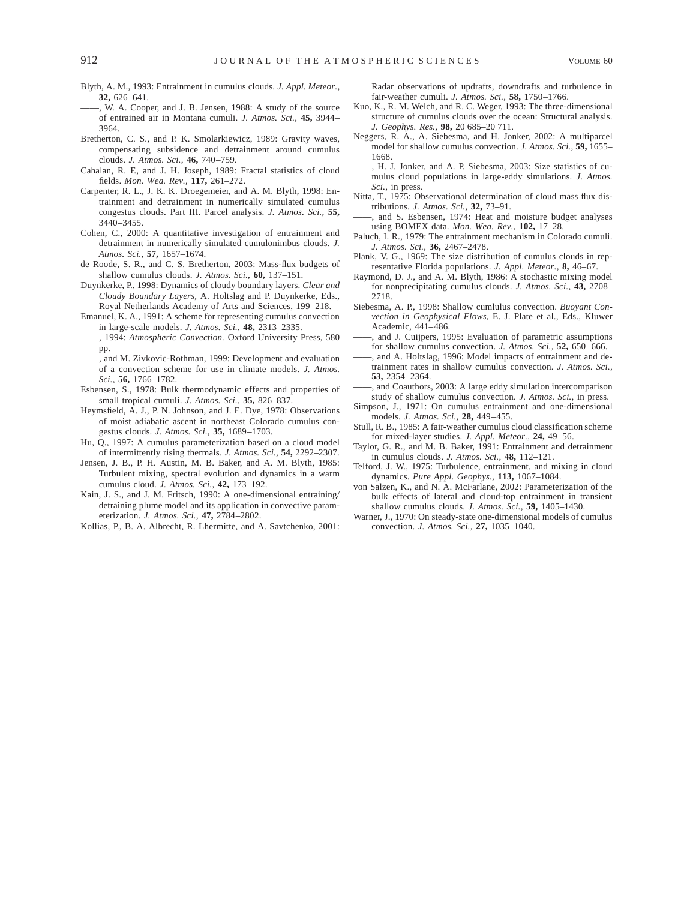Blyth, A. M., 1993: Entrainment in cumulus clouds. *J. Appl. Meteor.,* **32,** 626–641.

——, W. A. Cooper, and J. B. Jensen, 1988: A study of the source of entrained air in Montana cumuli. *J. Atmos. Sci.,* **45,** 3944–3964.

Bretherton, C. S., and P. K. Smolarkiewicz, 1989: Gravity waves, compensating subsidence and detrainment around cumulus clouds. *J. Atmos. Sci.,* **46,** 740–759.

Cahalan, R. F., and J. H. Joseph, 1989: Fractal statistics of cloud fields. *Mon. Wea. Rev.,* **117,** 261–272.

Carpenter, R. L., J. K. K. Droegemeier, and A. M. Blyth, 1998: Entrainment and detrainment in numerically simulated cumulus congestus clouds. Part III. Parcel analysis. *J. Atmos. Sci.,* **55,** 3440–3455.

Cohen, C., 2000: A quantitative investigation of entrainment and detrainment in numerically simulated cumulonimbus clouds. *J. Atmos. Sci.,* **57,** 1657–1674.

de Roode, S. R., and C. S. Bretherton, 2003: Mass-flux budgets of shallow cumulus clouds. *J. Atmos. Sci.,* **60,** 137–151.

Duynkerke, P., 1998: Dynamics of cloudy boundary layers. *Clear and Cloudy Boundary Layers,* A. Holtslag and P. Duynkerke, Eds., Royal Netherlands Academy of Arts and Sciences, 199–218.

Emanuel, K. A., 1991: A scheme for representing cumulus convection in large-scale models. *J. Atmos. Sci.,* **48,** 2313–2335.

——, 1994: *Atmospheric Convection.* Oxford University Press, 580 pp.

——, and M. Zivkovic-Rothman, 1999: Development and evaluation of a convection scheme for use in climate models. *J. Atmos. Sci.,* **56,** 1766–1782.

Esbensen, S., 1978: Bulk thermodynamic effects and properties of small tropical cumuli. *J. Atmos. Sci.,* **35,** 826–837.

Heymsfield, A. J., P. N. Johnson, and J. E. Dye, 1978: Observations of moist adiabatic ascent in northeast Colorado cumulus congestus clouds. *J. Atmos. Sci.,* **35,** 1689–1703.

Hu, Q., 1997: A cumulus parameterization based on a cloud model of intermittently rising thermals. *J. Atmos. Sci.,* **54,** 2292–2307.

Jensen, J. B., P. H. Austin, M. B. Baker, and A. M. Blyth, 1985: Turbulent mixing, spectral evolution and dynamics in a warm cumulus cloud. *J. Atmos. Sci.,* **42,** 173–192.

Kain, J. S., and J. M. Fritsch, 1990: A one-dimensional entraining/detraining plume model and its application in convective parameterization. *J. Atmos. Sci.,* **47,** 2784–2802.

Kollias, P., B. A. Albrecht, R. Lhermitte, and A. Savtchenko, 2001: Radar observations of updrafts, downdrafts and turbulence in fair-weather cumuli. *J. Atmos. Sci.,* **58,** 1750–1766.

Kuo, K., R. M. Welch, and R. C. Weger, 1993: The three-dimensional structure of cumulus clouds over the ocean: Structural analysis. *J. Geophys. Res.,* **98,** 20 685–20 711.

Neggers, R. A., A. Siebesma, and H. Jonker, 2002: A multiparcel model for shallow cumulus convection. *J. Atmos. Sci.,* **59,** 1655–1668.

——, H. J. Jonker, and A. P. Siebesma, 2003: Size statistics of cumulus cloud populations in large-eddy simulations. *J. Atmos. Sci.,* in press.

Nitta, T., 1975: Observational determination of cloud mass flux distributions. *J. Atmos. Sci.,* **32,** 73–91.

——, and S. Esbensen, 1974: Heat and moisture budget analyses using BOMEX data. *Mon. Wea. Rev.,* **102,** 17–28.

Paluch, I. R., 1979: The entrainment mechanism in Colorado cumuli. *J. Atmos. Sci.,* **36,** 2467–2478.

Plank, V. G., 1969: The size distribution of cumulus clouds in representative Florida populations. *J. Appl. Meteor.,* **8,** 46–67.

Raymond, D. J., and A. M. Blyth, 1986: A stochastic mixing model for nonprecipitating cumulus clouds. *J. Atmos. Sci.,* **43,** 2708–2718.

Siebesma, A. P., 1998: Shallow cumlulus convection. *Buoyant Convection in Geophysical Flows,* E. J. Plate et al., Eds., Kluwer Academic, 441–486.

——, and J. Cuijpers, 1995: Evaluation of parametric assumptions for shallow cumulus convection. *J. Atmos. Sci.,* **52,** 650–666.

——, and A. Holtslag, 1996: Model impacts of entrainment and detrainment rates in shallow cumulus convection. *J. Atmos. Sci.,* **53,** 2354–2364.

——, and Coauthors, 2003: A large eddy simulation intercomparison study of shallow cumulus convection. *J. Atmos. Sci.,* in press.

Simpson, J., 1971: On cumulus entrainment and one-dimensional models. *J. Atmos. Sci.,* **28,** 449–455.

Stull, R. B., 1985: A fair-weather cumulus cloud classification scheme for mixed-layer studies. *J. Appl. Meteor.,* **24,** 49–56.

Taylor, G. R., and M. B. Baker, 1991: Entrainment and detrainment in cumulus clouds. *J. Atmos. Sci.,* **48,** 112–121.

Telford, J. W., 1975: Turbulence, entrainment, and mixing in cloud dynamics. *Pure Appl. Geophys.,* **113,** 1067–1084.

von Salzen, K., and N. A. McFarlane, 2002: Parameterization of the bulk effects of lateral and cloud-top entrainment in transient shallow cumulus clouds. *J. Atmos. Sci.,* **59,** 1405–1430.

Warner, J., 1970: On steady-state one-dimensional models of cumulus convection. *J. Atmos. Sci.,* **27,** 1035–1040.